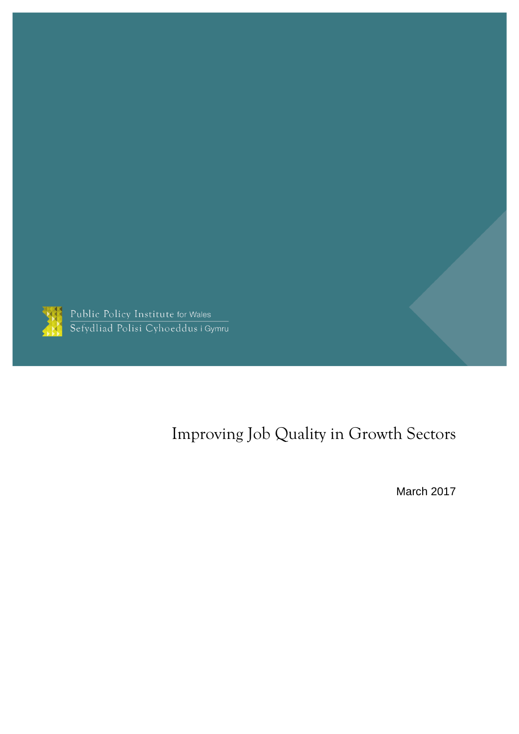Public Policy Institute for Wales
Sefydliad Polisi Cyhoeddus i Gymru

# Improving Job Quality in Growth Sectors

March 2017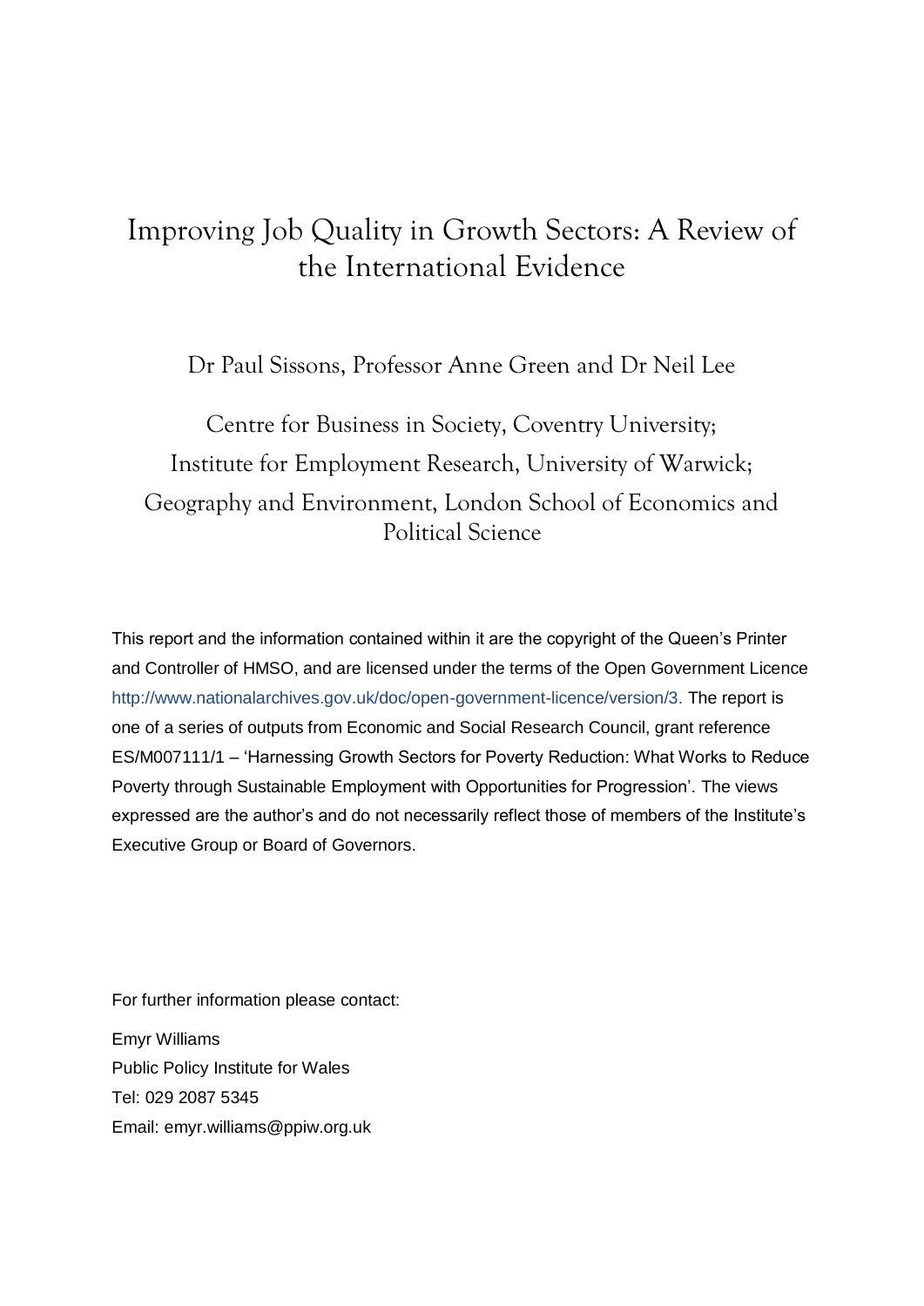# Improving Job Quality in Growth Sectors: A Review of the International Evidence

Dr Paul Sissons, Professor Anne Green and Dr Neil Lee

Centre for Business in Society, Coventry University;
Institute for Employment Research, University of Warwick;
Geography and Environment, London School of Economics and Political Science

This report and the information contained within it are the copyright of the Queen's Printer and Controller of HMSO, and are licensed under the terms of the Open Government Licence http://www.nationalarchives.gov.uk/doc/open-government-licence/version/3. The report is one of a series of outputs from Economic and Social Research Council, grant reference ES/M007111/1 – 'Harnessing Growth Sectors for Poverty Reduction: What Works to Reduce Poverty through Sustainable Employment with Opportunities for Progression'. The views expressed are the author's and do not necessarily reflect those of members of the Institute's Executive Group or Board of Governors.

For further information please contact:

Emyr Williams
Public Policy Institute for Wales
Tel: 029 2087 5345
Email: emyr.williams@ppiw.org.uk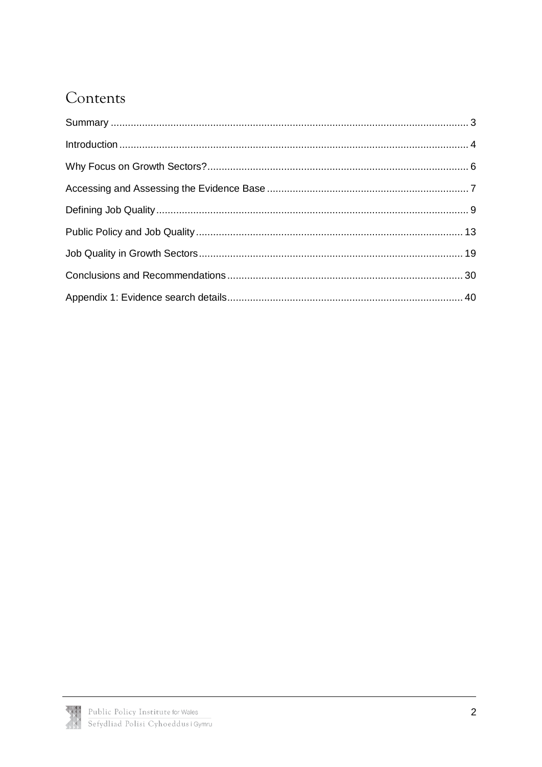# Contents

Summary ........................................................................................................................... 3

Introduction ....................................................................................................................... 4

Why Focus on Growth Sectors? ........................................................................................ 6

Accessing and Assessing the Evidence Base ................................................................... 7

Defining Job Quality .......................................................................................................... 9

Public Policy and Job Quality .......................................................................................... 13

Job Quality in Growth Sectors ......................................................................................... 19

Conclusions and Recommendations ............................................................................... 30

Appendix 1: Evidence search details ............................................................................... 40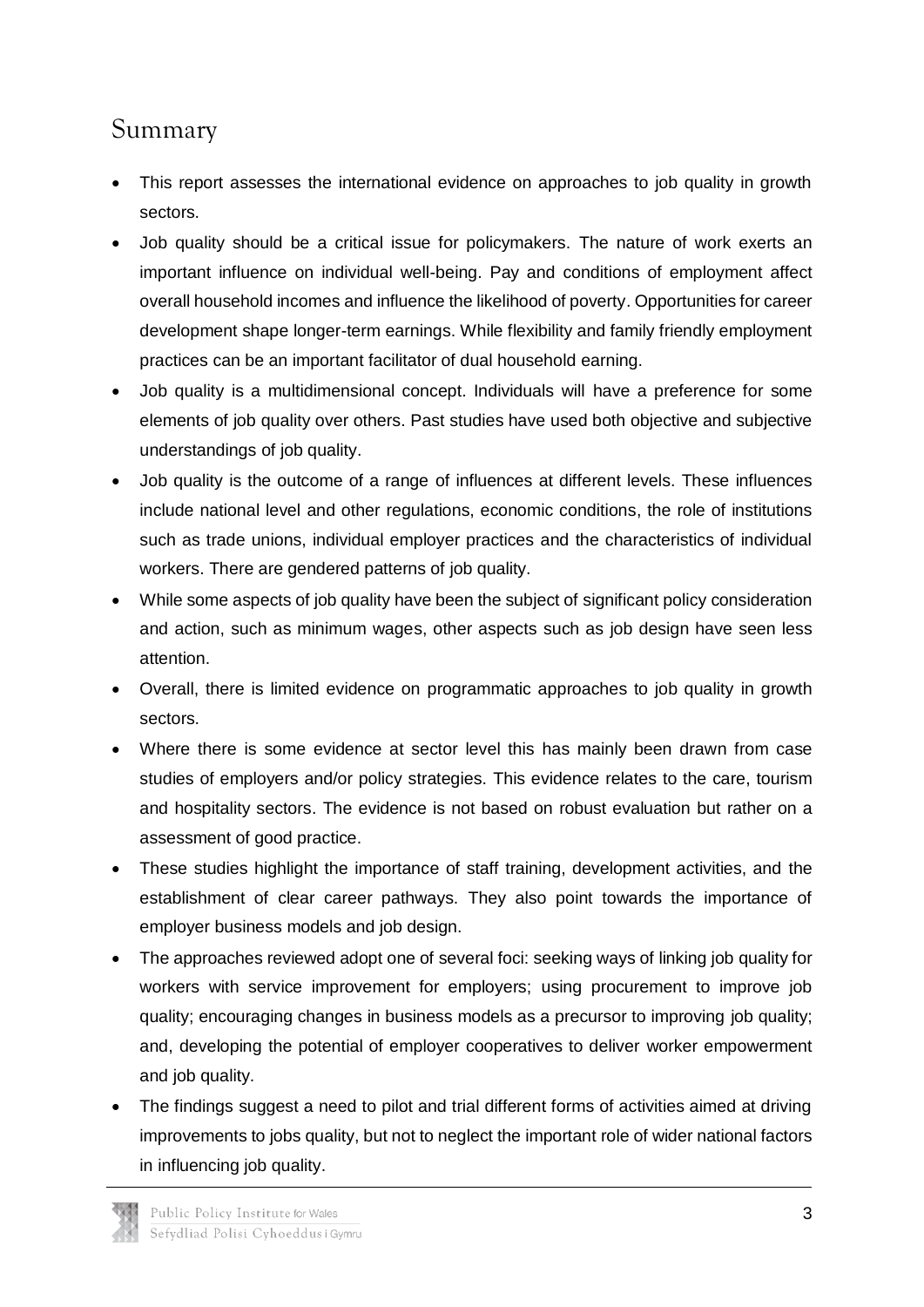## Summary

- This report assesses the international evidence on approaches to job quality in growth sectors.
- Job quality should be a critical issue for policymakers. The nature of work exerts an important influence on individual well-being. Pay and conditions of employment affect overall household incomes and influence the likelihood of poverty. Opportunities for career development shape longer-term earnings. While flexibility and family friendly employment practices can be an important facilitator of dual household earning.
- Job quality is a multidimensional concept. Individuals will have a preference for some elements of job quality over others. Past studies have used both objective and subjective understandings of job quality.
- Job quality is the outcome of a range of influences at different levels. These influences include national level and other regulations, economic conditions, the role of institutions such as trade unions, individual employer practices and the characteristics of individual workers. There are gendered patterns of job quality.
- While some aspects of job quality have been the subject of significant policy consideration and action, such as minimum wages, other aspects such as job design have seen less attention.
- Overall, there is limited evidence on programmatic approaches to job quality in growth sectors.
- Where there is some evidence at sector level this has mainly been drawn from case studies of employers and/or policy strategies. This evidence relates to the care, tourism and hospitality sectors. The evidence is not based on robust evaluation but rather on a assessment of good practice.
- These studies highlight the importance of staff training, development activities, and the establishment of clear career pathways. They also point towards the importance of employer business models and job design.
- The approaches reviewed adopt one of several foci: seeking ways of linking job quality for workers with service improvement for employers; using procurement to improve job quality; encouraging changes in business models as a precursor to improving job quality; and, developing the potential of employer cooperatives to deliver worker empowerment and job quality.
- The findings suggest a need to pilot and trial different forms of activities aimed at driving improvements to jobs quality, but not to neglect the important role of wider national factors in influencing job quality.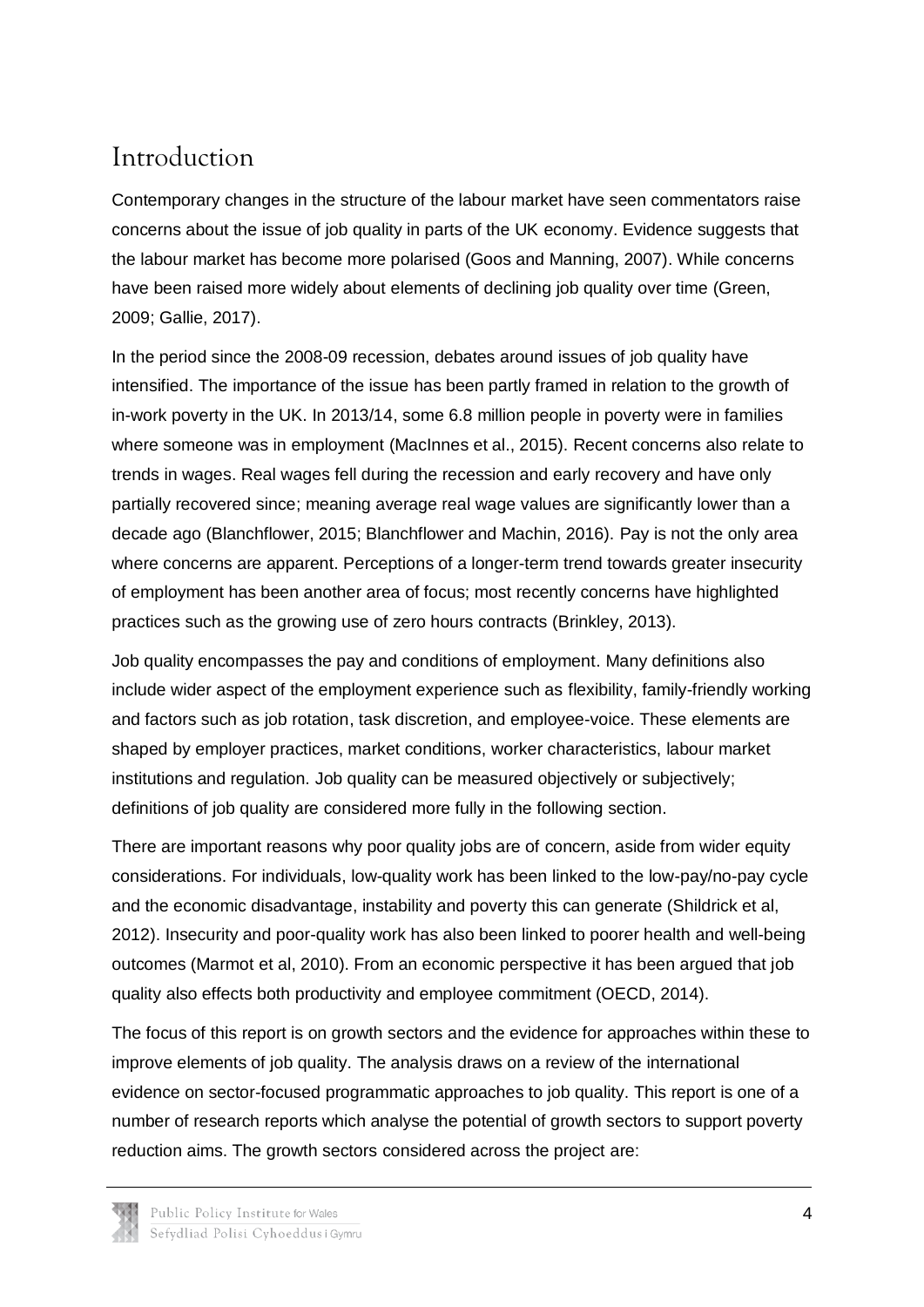# Introduction

Contemporary changes in the structure of the labour market have seen commentators raise concerns about the issue of job quality in parts of the UK economy. Evidence suggests that the labour market has become more polarised (Goos and Manning, 2007). While concerns have been raised more widely about elements of declining job quality over time (Green, 2009; Gallie, 2017).

In the period since the 2008-09 recession, debates around issues of job quality have intensified. The importance of the issue has been partly framed in relation to the growth of in-work poverty in the UK. In 2013/14, some 6.8 million people in poverty were in families where someone was in employment (MacInnes et al., 2015). Recent concerns also relate to trends in wages. Real wages fell during the recession and early recovery and have only partially recovered since; meaning average real wage values are significantly lower than a decade ago (Blanchflower, 2015; Blanchflower and Machin, 2016). Pay is not the only area where concerns are apparent. Perceptions of a longer-term trend towards greater insecurity of employment has been another area of focus; most recently concerns have highlighted practices such as the growing use of zero hours contracts (Brinkley, 2013).

Job quality encompasses the pay and conditions of employment. Many definitions also include wider aspect of the employment experience such as flexibility, family-friendly working and factors such as job rotation, task discretion, and employee-voice. These elements are shaped by employer practices, market conditions, worker characteristics, labour market institutions and regulation. Job quality can be measured objectively or subjectively; definitions of job quality are considered more fully in the following section.

There are important reasons why poor quality jobs are of concern, aside from wider equity considerations. For individuals, low-quality work has been linked to the low-pay/no-pay cycle and the economic disadvantage, instability and poverty this can generate (Shildrick et al, 2012). Insecurity and poor-quality work has also been linked to poorer health and well-being outcomes (Marmot et al, 2010). From an economic perspective it has been argued that job quality also effects both productivity and employee commitment (OECD, 2014).

The focus of this report is on growth sectors and the evidence for approaches within these to improve elements of job quality. The analysis draws on a review of the international evidence on sector-focused programmatic approaches to job quality. This report is one of a number of research reports which analyse the potential of growth sectors to support poverty reduction aims. The growth sectors considered across the project are: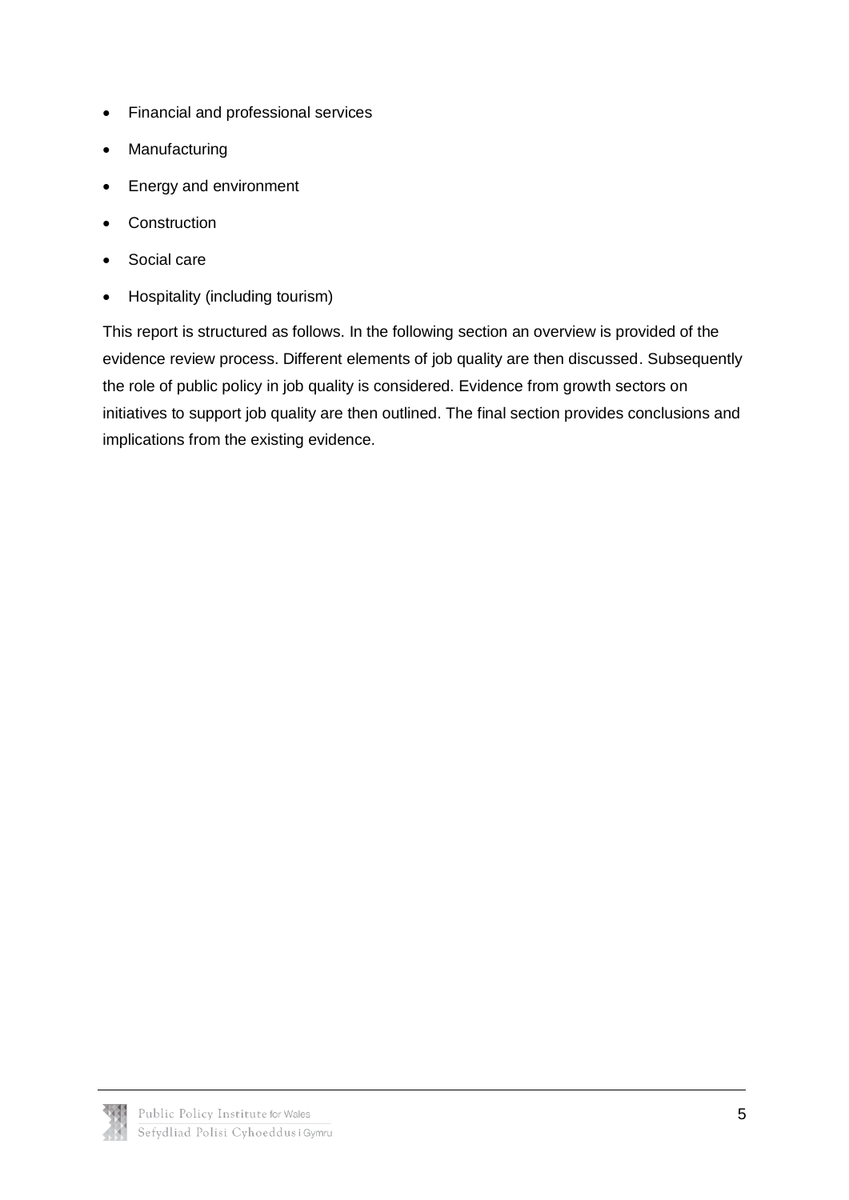- Financial and professional services
- Manufacturing
- Energy and environment
- Construction
- Social care
- Hospitality (including tourism)

This report is structured as follows. In the following section an overview is provided of the evidence review process. Different elements of job quality are then discussed. Subsequently the role of public policy in job quality is considered. Evidence from growth sectors on initiatives to support job quality are then outlined. The final section provides conclusions and implications from the existing evidence.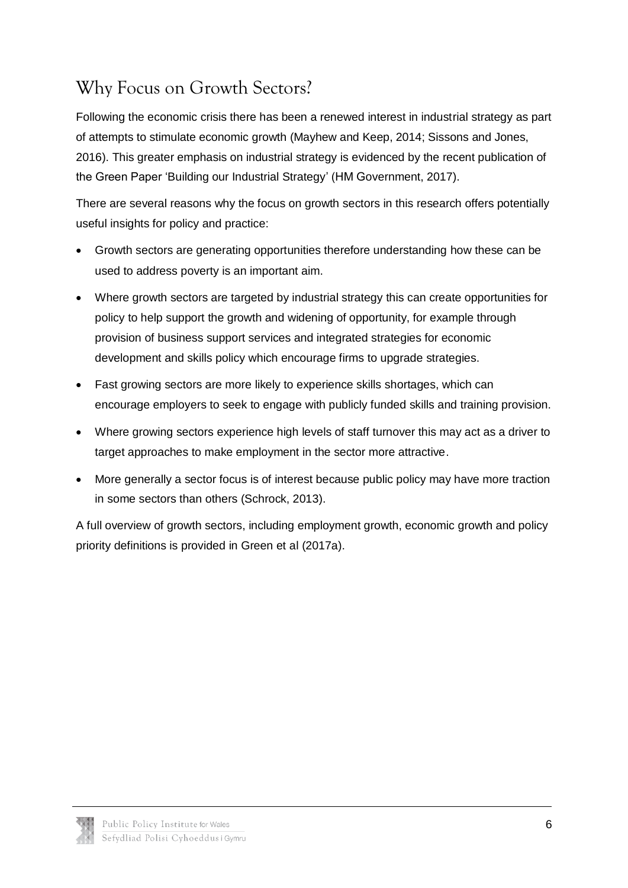## Why Focus on Growth Sectors?

Following the economic crisis there has been a renewed interest in industrial strategy as part of attempts to stimulate economic growth (Mayhew and Keep, 2014; Sissons and Jones, 2016). This greater emphasis on industrial strategy is evidenced by the recent publication of the Green Paper 'Building our Industrial Strategy' (HM Government, 2017).

There are several reasons why the focus on growth sectors in this research offers potentially useful insights for policy and practice:

- Growth sectors are generating opportunities therefore understanding how these can be used to address poverty is an important aim.
- Where growth sectors are targeted by industrial strategy this can create opportunities for policy to help support the growth and widening of opportunity, for example through provision of business support services and integrated strategies for economic development and skills policy which encourage firms to upgrade strategies.
- Fast growing sectors are more likely to experience skills shortages, which can encourage employers to seek to engage with publicly funded skills and training provision.
- Where growing sectors experience high levels of staff turnover this may act as a driver to target approaches to make employment in the sector more attractive.
- More generally a sector focus is of interest because public policy may have more traction in some sectors than others (Schrock, 2013).

A full overview of growth sectors, including employment growth, economic growth and policy priority definitions is provided in Green et al (2017a).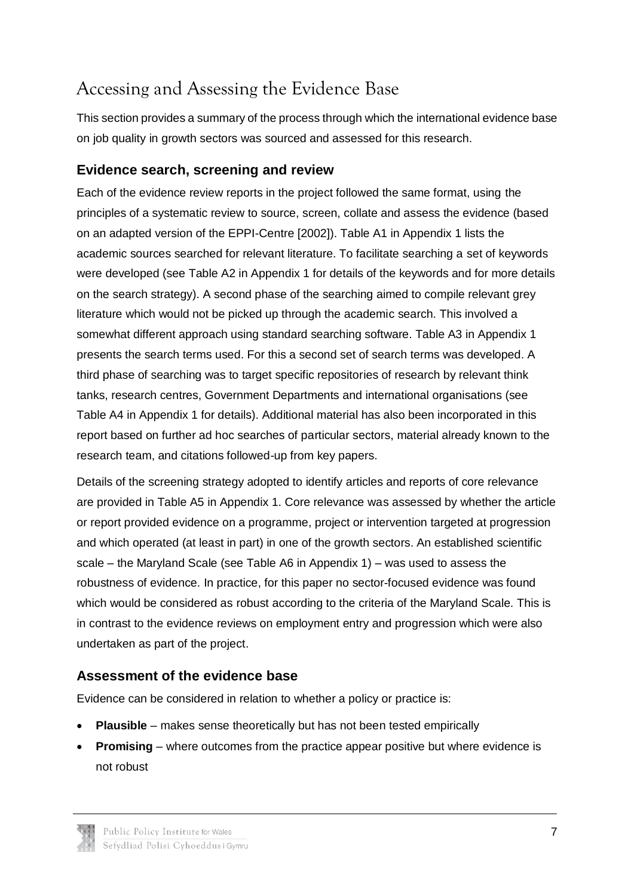# Accessing and Assessing the Evidence Base

This section provides a summary of the process through which the international evidence base on job quality in growth sectors was sourced and assessed for this research.

## Evidence search, screening and review

Each of the evidence review reports in the project followed the same format, using the principles of a systematic review to source, screen, collate and assess the evidence (based on an adapted version of the EPPI-Centre [2002]). Table A1 in Appendix 1 lists the academic sources searched for relevant literature. To facilitate searching a set of keywords were developed (see Table A2 in Appendix 1 for details of the keywords and for more details on the search strategy). A second phase of the searching aimed to compile relevant grey literature which would not be picked up through the academic search. This involved a somewhat different approach using standard searching software. Table A3 in Appendix 1 presents the search terms used. For this a second set of search terms was developed. A third phase of searching was to target specific repositories of research by relevant think tanks, research centres, Government Departments and international organisations (see Table A4 in Appendix 1 for details). Additional material has also been incorporated in this report based on further ad hoc searches of particular sectors, material already known to the research team, and citations followed-up from key papers.

Details of the screening strategy adopted to identify articles and reports of core relevance are provided in Table A5 in Appendix 1. Core relevance was assessed by whether the article or report provided evidence on a programme, project or intervention targeted at progression and which operated (at least in part) in one of the growth sectors. An established scientific scale – the Maryland Scale (see Table A6 in Appendix 1) – was used to assess the robustness of evidence. In practice, for this paper no sector-focused evidence was found which would be considered as robust according to the criteria of the Maryland Scale. This is in contrast to the evidence reviews on employment entry and progression which were also undertaken as part of the project.

## Assessment of the evidence base

Evidence can be considered in relation to whether a policy or practice is:

- **Plausible** – makes sense theoretically but has not been tested empirically
- **Promising** – where outcomes from the practice appear positive but where evidence is not robust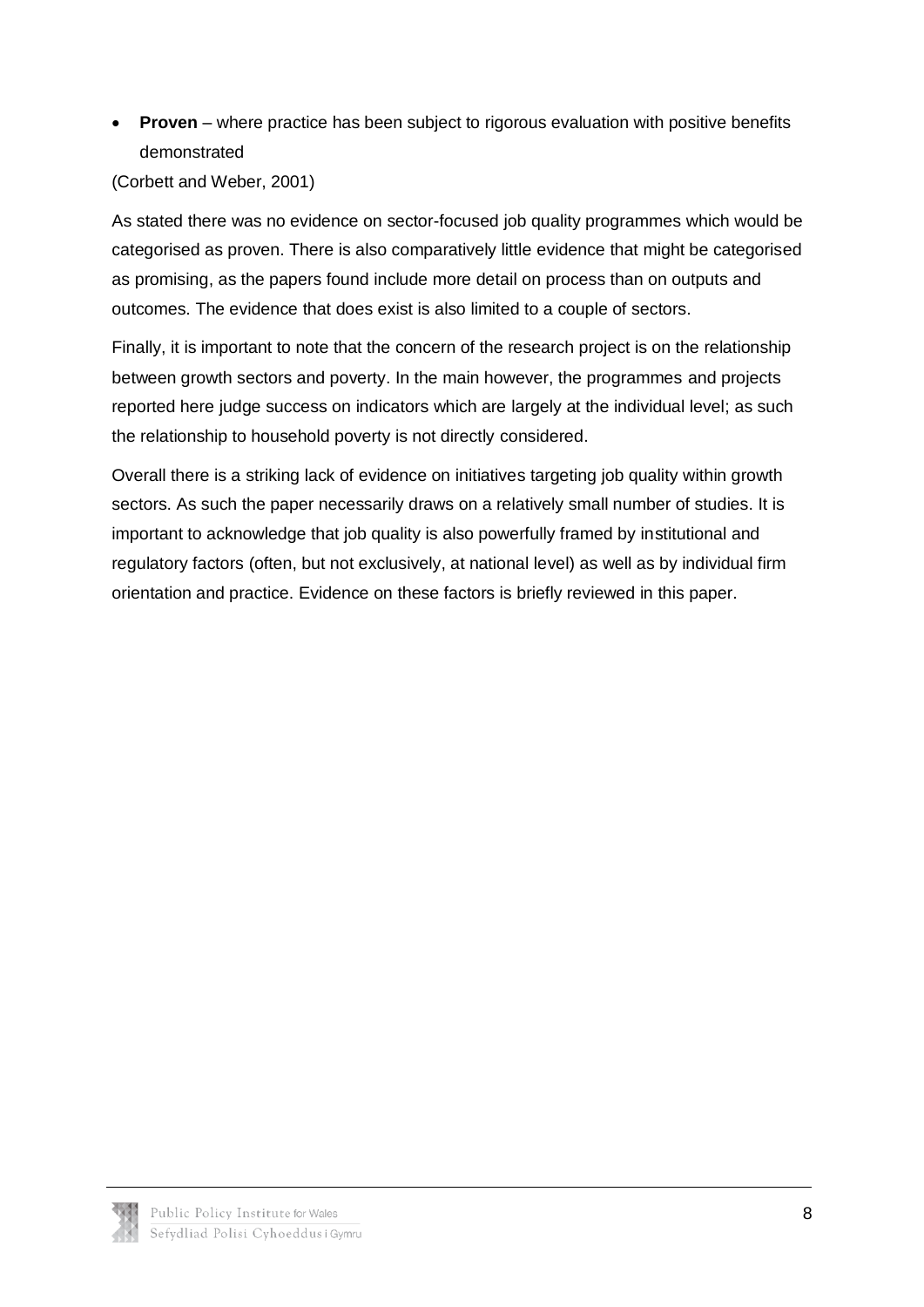- **Proven** – where practice has been subject to rigorous evaluation with positive benefits demonstrated

(Corbett and Weber, 2001)

As stated there was no evidence on sector-focused job quality programmes which would be categorised as proven. There is also comparatively little evidence that might be categorised as promising, as the papers found include more detail on process than on outputs and outcomes. The evidence that does exist is also limited to a couple of sectors.

Finally, it is important to note that the concern of the research project is on the relationship between growth sectors and poverty. In the main however, the programmes and projects reported here judge success on indicators which are largely at the individual level; as such the relationship to household poverty is not directly considered.

Overall there is a striking lack of evidence on initiatives targeting job quality within growth sectors. As such the paper necessarily draws on a relatively small number of studies. It is important to acknowledge that job quality is also powerfully framed by institutional and regulatory factors (often, but not exclusively, at national level) as well as by individual firm orientation and practice. Evidence on these factors is briefly reviewed in this paper.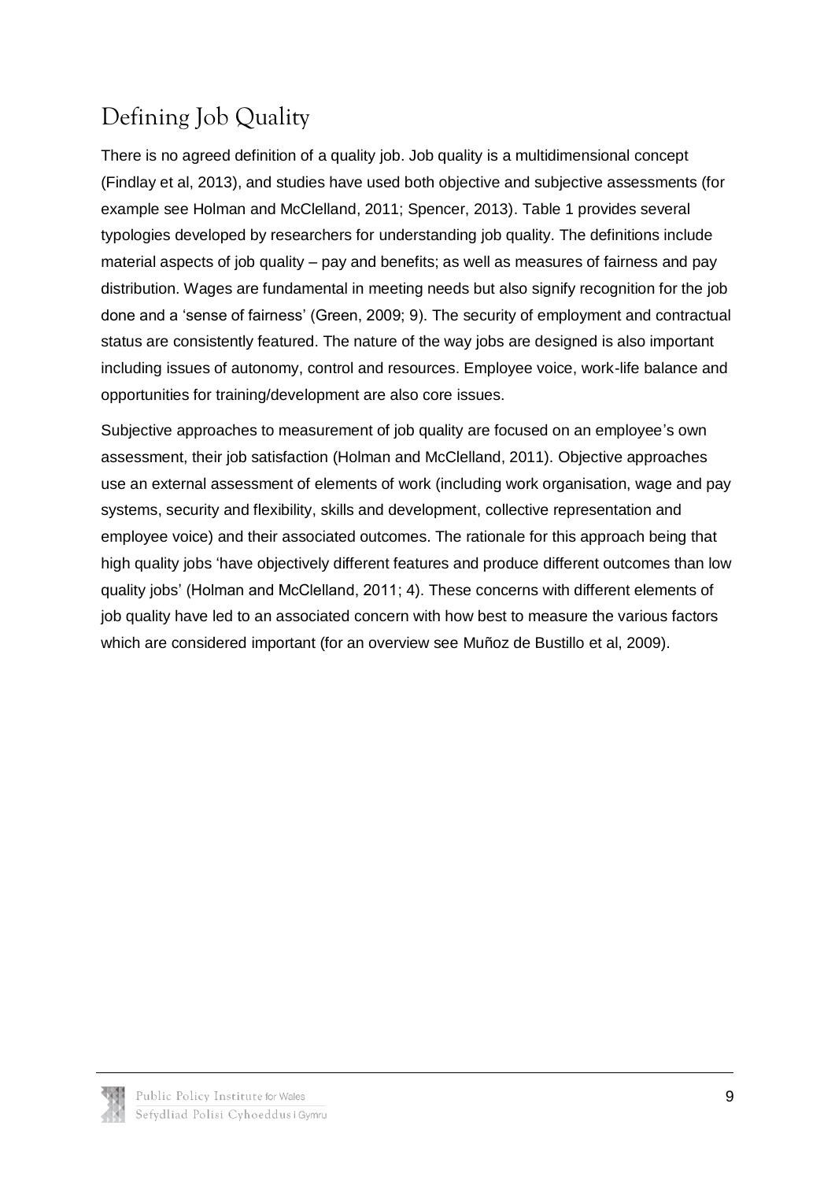## Defining Job Quality

There is no agreed definition of a quality job. Job quality is a multidimensional concept (Findlay et al, 2013), and studies have used both objective and subjective assessments (for example see Holman and McClelland, 2011; Spencer, 2013). Table 1 provides several typologies developed by researchers for understanding job quality. The definitions include material aspects of job quality – pay and benefits; as well as measures of fairness and pay distribution. Wages are fundamental in meeting needs but also signify recognition for the job done and a 'sense of fairness' (Green, 2009; 9). The security of employment and contractual status are consistently featured. The nature of the way jobs are designed is also important including issues of autonomy, control and resources. Employee voice, work-life balance and opportunities for training/development are also core issues.

Subjective approaches to measurement of job quality are focused on an employee's own assessment, their job satisfaction (Holman and McClelland, 2011). Objective approaches use an external assessment of elements of work (including work organisation, wage and pay systems, security and flexibility, skills and development, collective representation and employee voice) and their associated outcomes. The rationale for this approach being that high quality jobs 'have objectively different features and produce different outcomes than low quality jobs' (Holman and McClelland, 2011; 4). These concerns with different elements of job quality have led to an associated concern with how best to measure the various factors which are considered important (for an overview see Muñoz de Bustillo et al, 2009).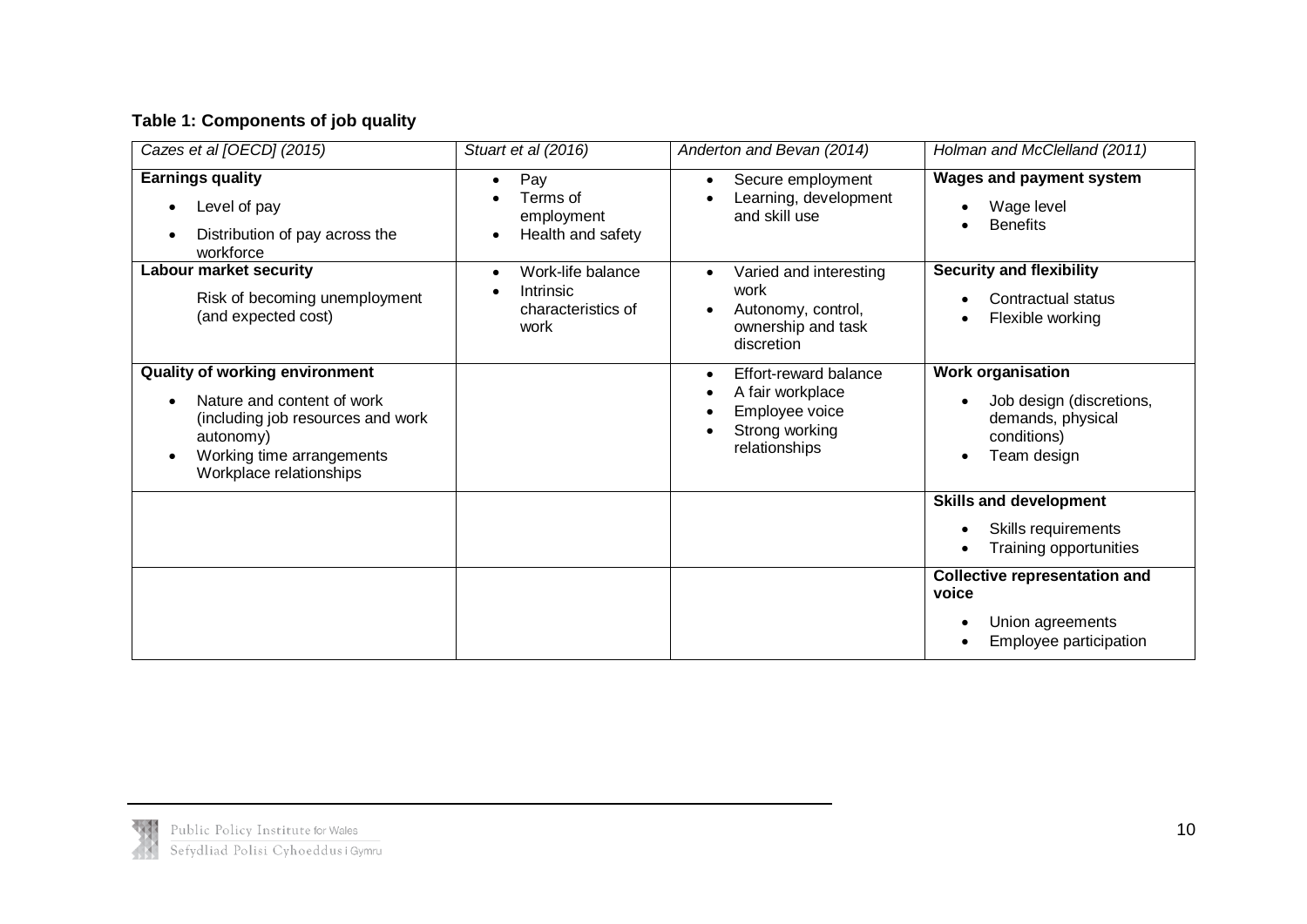**Table 1: Components of job quality**

| *Cazes et al [OECD] (2015)* | *Stuart et al (2016)* | *Anderton and Bevan (2014)* | *Holman and McClelland (2011)* |
|---|---|---|---|
| **Earnings quality**<br>• Level of pay<br>• Distribution of pay across the workforce | • Pay<br>• Terms of employment<br>• Health and safety | • Secure employment<br>• Learning, development and skill use | **Wages and payment system**<br>• Wage level<br>• Benefits |
| **Labour market security**<br>Risk of becoming unemployment (and expected cost) | • Work-life balance<br>• Intrinsic characteristics of work | • Varied and interesting work<br>• Autonomy, control, ownership and task discretion | **Security and flexibility**<br>• Contractual status<br>• Flexible working |
| **Quality of working environment**<br>• Nature and content of work (including job resources and work autonomy)<br>• Working time arrangements Workplace relationships | | • Effort-reward balance<br>• A fair workplace<br>• Employee voice<br>• Strong working relationships | **Work organisation**<br>• Job design (discretions, demands, physical conditions)<br>• Team design |
| | | | **Skills and development**<br>• Skills requirements<br>• Training opportunities |
| | | | **Collective representation and voice**<br>• Union agreements<br>• Employee participation |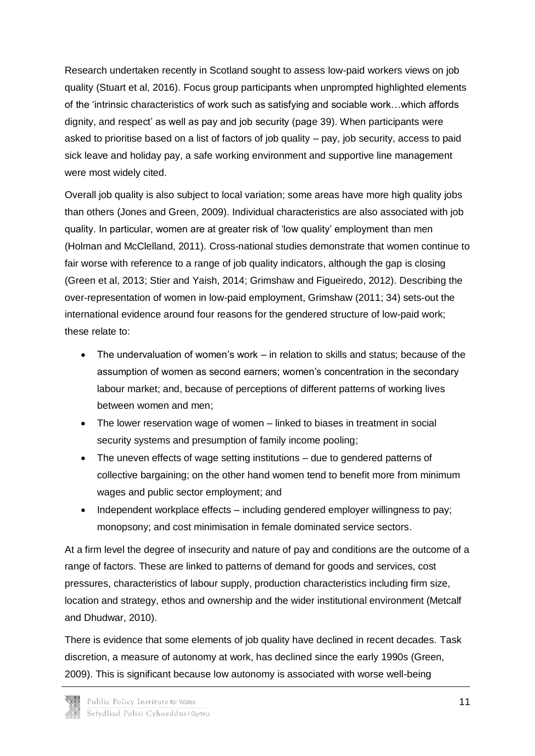Research undertaken recently in Scotland sought to assess low-paid workers views on job quality (Stuart et al, 2016). Focus group participants when unprompted highlighted elements of the 'intrinsic characteristics of work such as satisfying and sociable work…which affords dignity, and respect' as well as pay and job security (page 39). When participants were asked to prioritise based on a list of factors of job quality – pay, job security, access to paid sick leave and holiday pay, a safe working environment and supportive line management were most widely cited.

Overall job quality is also subject to local variation; some areas have more high quality jobs than others (Jones and Green, 2009). Individual characteristics are also associated with job quality. In particular, women are at greater risk of 'low quality' employment than men (Holman and McClelland, 2011). Cross-national studies demonstrate that women continue to fair worse with reference to a range of job quality indicators, although the gap is closing (Green et al, 2013; Stier and Yaish, 2014; Grimshaw and Figueiredo, 2012). Describing the over-representation of women in low-paid employment, Grimshaw (2011; 34) sets-out the international evidence around four reasons for the gendered structure of low-paid work; these relate to:

- The undervaluation of women's work – in relation to skills and status; because of the assumption of women as second earners; women's concentration in the secondary labour market; and, because of perceptions of different patterns of working lives between women and men;
- The lower reservation wage of women – linked to biases in treatment in social security systems and presumption of family income pooling;
- The uneven effects of wage setting institutions – due to gendered patterns of collective bargaining; on the other hand women tend to benefit more from minimum wages and public sector employment; and
- Independent workplace effects – including gendered employer willingness to pay; monopsony; and cost minimisation in female dominated service sectors.

At a firm level the degree of insecurity and nature of pay and conditions are the outcome of a range of factors. These are linked to patterns of demand for goods and services, cost pressures, characteristics of labour supply, production characteristics including firm size, location and strategy, ethos and ownership and the wider institutional environment (Metcalf and Dhudwar, 2010).

There is evidence that some elements of job quality have declined in recent decades. Task discretion, a measure of autonomy at work, has declined since the early 1990s (Green, 2009). This is significant because low autonomy is associated with worse well-being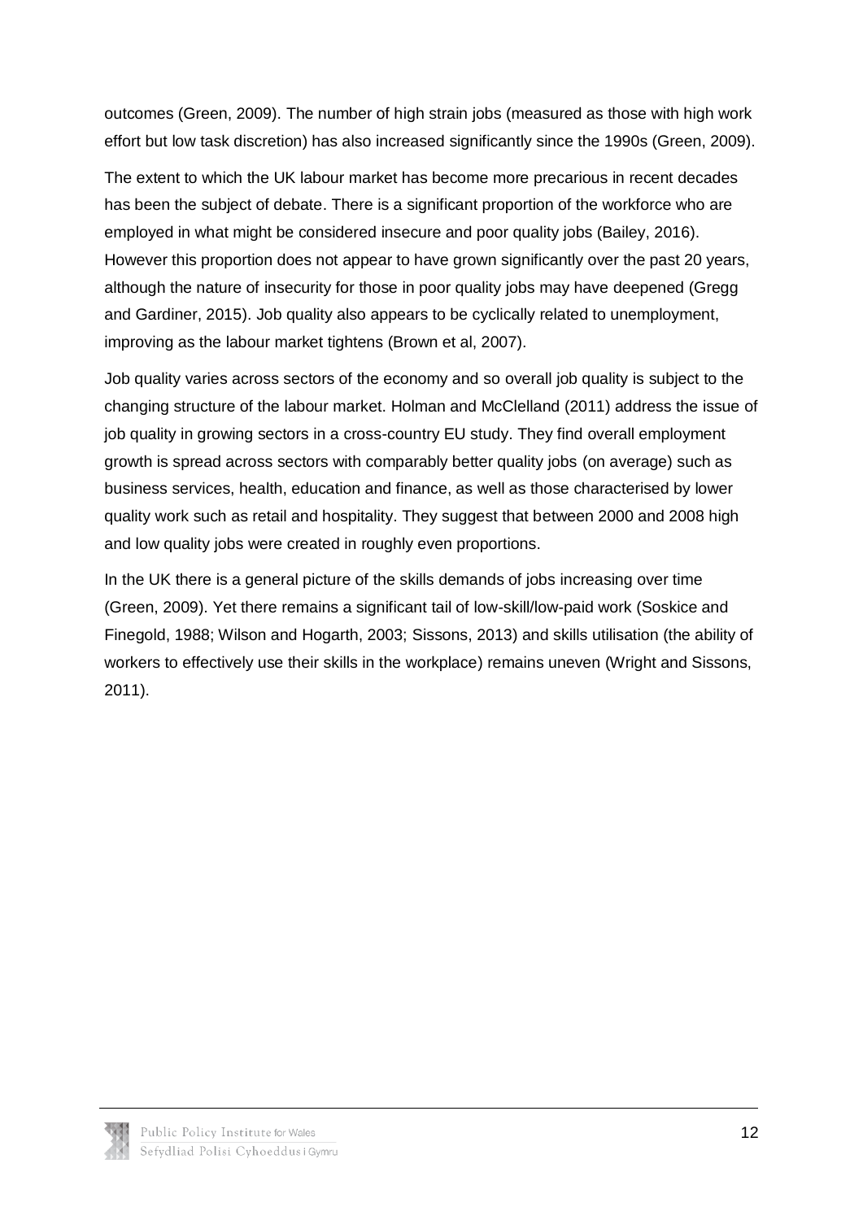outcomes (Green, 2009). The number of high strain jobs (measured as those with high work effort but low task discretion) has also increased significantly since the 1990s (Green, 2009).

The extent to which the UK labour market has become more precarious in recent decades has been the subject of debate. There is a significant proportion of the workforce who are employed in what might be considered insecure and poor quality jobs (Bailey, 2016). However this proportion does not appear to have grown significantly over the past 20 years, although the nature of insecurity for those in poor quality jobs may have deepened (Gregg and Gardiner, 2015). Job quality also appears to be cyclically related to unemployment, improving as the labour market tightens (Brown et al, 2007).

Job quality varies across sectors of the economy and so overall job quality is subject to the changing structure of the labour market. Holman and McClelland (2011) address the issue of job quality in growing sectors in a cross-country EU study. They find overall employment growth is spread across sectors with comparably better quality jobs (on average) such as business services, health, education and finance, as well as those characterised by lower quality work such as retail and hospitality. They suggest that between 2000 and 2008 high and low quality jobs were created in roughly even proportions.

In the UK there is a general picture of the skills demands of jobs increasing over time (Green, 2009). Yet there remains a significant tail of low-skill/low-paid work (Soskice and Finegold, 1988; Wilson and Hogarth, 2003; Sissons, 2013) and skills utilisation (the ability of workers to effectively use their skills in the workplace) remains uneven (Wright and Sissons, 2011).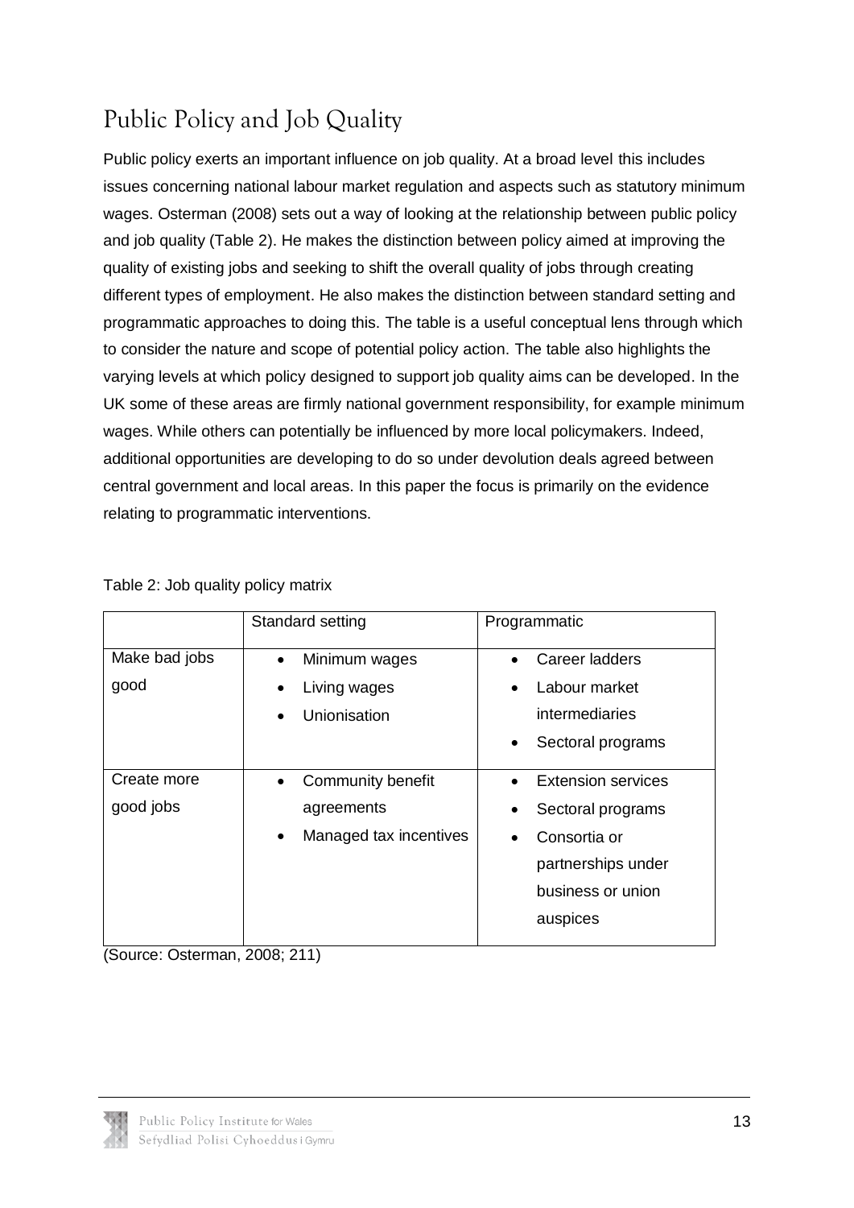# Public Policy and Job Quality

Public policy exerts an important influence on job quality. At a broad level this includes issues concerning national labour market regulation and aspects such as statutory minimum wages. Osterman (2008) sets out a way of looking at the relationship between public policy and job quality (Table 2). He makes the distinction between policy aimed at improving the quality of existing jobs and seeking to shift the overall quality of jobs through creating different types of employment. He also makes the distinction between standard setting and programmatic approaches to doing this. The table is a useful conceptual lens through which to consider the nature and scope of potential policy action. The table also highlights the varying levels at which policy designed to support job quality aims can be developed. In the UK some of these areas are firmly national government responsibility, for example minimum wages. While others can potentially be influenced by more local policymakers. Indeed, additional opportunities are developing to do so under devolution deals agreed between central government and local areas. In this paper the focus is primarily on the evidence relating to programmatic interventions.

Table 2: Job quality policy matrix

| | Standard setting | Programmatic |
|---|---|---|
| Make bad jobs good | • Minimum wages<br>• Living wages<br>• Unionisation | • Career ladders<br>• Labour market intermediaries<br>• Sectoral programs |
| Create more good jobs | • Community benefit agreements<br>• Managed tax incentives | • Extension services<br>• Sectoral programs<br>• Consortia or partnerships under business or union auspices |

(Source: Osterman, 2008; 211)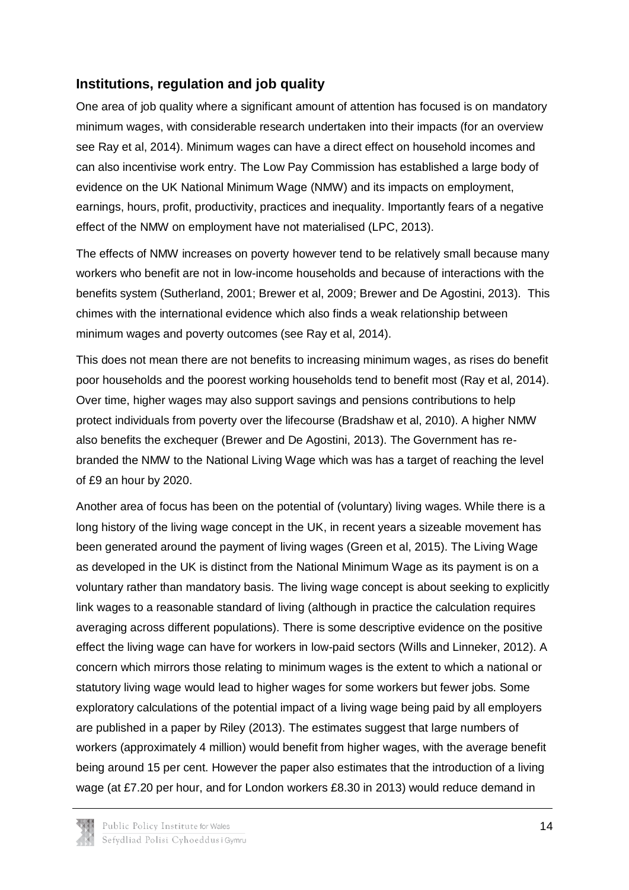## Institutions, regulation and job quality

One area of job quality where a significant amount of attention has focused is on mandatory minimum wages, with considerable research undertaken into their impacts (for an overview see Ray et al, 2014). Minimum wages can have a direct effect on household incomes and can also incentivise work entry. The Low Pay Commission has established a large body of evidence on the UK National Minimum Wage (NMW) and its impacts on employment, earnings, hours, profit, productivity, practices and inequality. Importantly fears of a negative effect of the NMW on employment have not materialised (LPC, 2013).

The effects of NMW increases on poverty however tend to be relatively small because many workers who benefit are not in low-income households and because of interactions with the benefits system (Sutherland, 2001; Brewer et al, 2009; Brewer and De Agostini, 2013). This chimes with the international evidence which also finds a weak relationship between minimum wages and poverty outcomes (see Ray et al, 2014).

This does not mean there are not benefits to increasing minimum wages, as rises do benefit poor households and the poorest working households tend to benefit most (Ray et al, 2014). Over time, higher wages may also support savings and pensions contributions to help protect individuals from poverty over the lifecourse (Bradshaw et al, 2010). A higher NMW also benefits the exchequer (Brewer and De Agostini, 2013). The Government has re-branded the NMW to the National Living Wage which was has a target of reaching the level of £9 an hour by 2020.

Another area of focus has been on the potential of (voluntary) living wages. While there is a long history of the living wage concept in the UK, in recent years a sizeable movement has been generated around the payment of living wages (Green et al, 2015). The Living Wage as developed in the UK is distinct from the National Minimum Wage as its payment is on a voluntary rather than mandatory basis. The living wage concept is about seeking to explicitly link wages to a reasonable standard of living (although in practice the calculation requires averaging across different populations). There is some descriptive evidence on the positive effect the living wage can have for workers in low-paid sectors (Wills and Linneker, 2012). A concern which mirrors those relating to minimum wages is the extent to which a national or statutory living wage would lead to higher wages for some workers but fewer jobs. Some exploratory calculations of the potential impact of a living wage being paid by all employers are published in a paper by Riley (2013). The estimates suggest that large numbers of workers (approximately 4 million) would benefit from higher wages, with the average benefit being around 15 per cent. However the paper also estimates that the introduction of a living wage (at £7.20 per hour, and for London workers £8.30 in 2013) would reduce demand in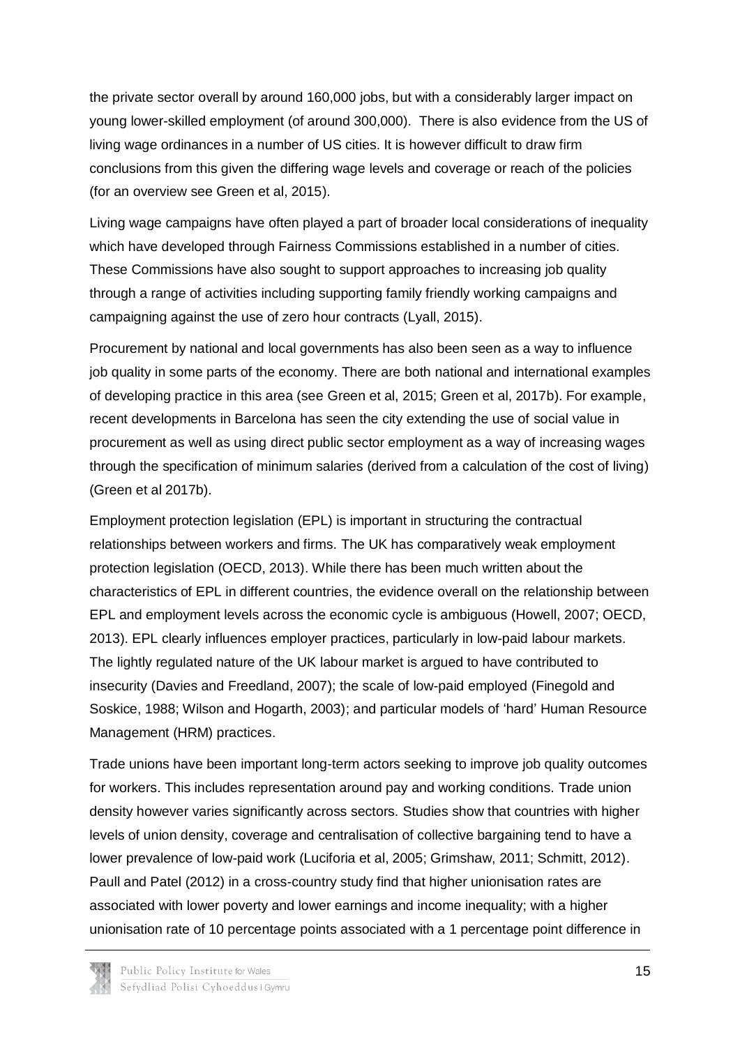the private sector overall by around 160,000 jobs, but with a considerably larger impact on young lower-skilled employment (of around 300,000). There is also evidence from the US of living wage ordinances in a number of US cities. It is however difficult to draw firm conclusions from this given the differing wage levels and coverage or reach of the policies (for an overview see Green et al, 2015).

Living wage campaigns have often played a part of broader local considerations of inequality which have developed through Fairness Commissions established in a number of cities. These Commissions have also sought to support approaches to increasing job quality through a range of activities including supporting family friendly working campaigns and campaigning against the use of zero hour contracts (Lyall, 2015).

Procurement by national and local governments has also been seen as a way to influence job quality in some parts of the economy. There are both national and international examples of developing practice in this area (see Green et al, 2015; Green et al, 2017b). For example, recent developments in Barcelona has seen the city extending the use of social value in procurement as well as using direct public sector employment as a way of increasing wages through the specification of minimum salaries (derived from a calculation of the cost of living) (Green et al 2017b).

Employment protection legislation (EPL) is important in structuring the contractual relationships between workers and firms. The UK has comparatively weak employment protection legislation (OECD, 2013). While there has been much written about the characteristics of EPL in different countries, the evidence overall on the relationship between EPL and employment levels across the economic cycle is ambiguous (Howell, 2007; OECD, 2013). EPL clearly influences employer practices, particularly in low-paid labour markets. The lightly regulated nature of the UK labour market is argued to have contributed to insecurity (Davies and Freedland, 2007); the scale of low-paid employed (Finegold and Soskice, 1988; Wilson and Hogarth, 2003); and particular models of 'hard' Human Resource Management (HRM) practices.

Trade unions have been important long-term actors seeking to improve job quality outcomes for workers. This includes representation around pay and working conditions. Trade union density however varies significantly across sectors. Studies show that countries with higher levels of union density, coverage and centralisation of collective bargaining tend to have a lower prevalence of low-paid work (Luciforia et al, 2005; Grimshaw, 2011; Schmitt, 2012). Paull and Patel (2012) in a cross-country study find that higher unionisation rates are associated with lower poverty and lower earnings and income inequality; with a higher unionisation rate of 10 percentage points associated with a 1 percentage point difference in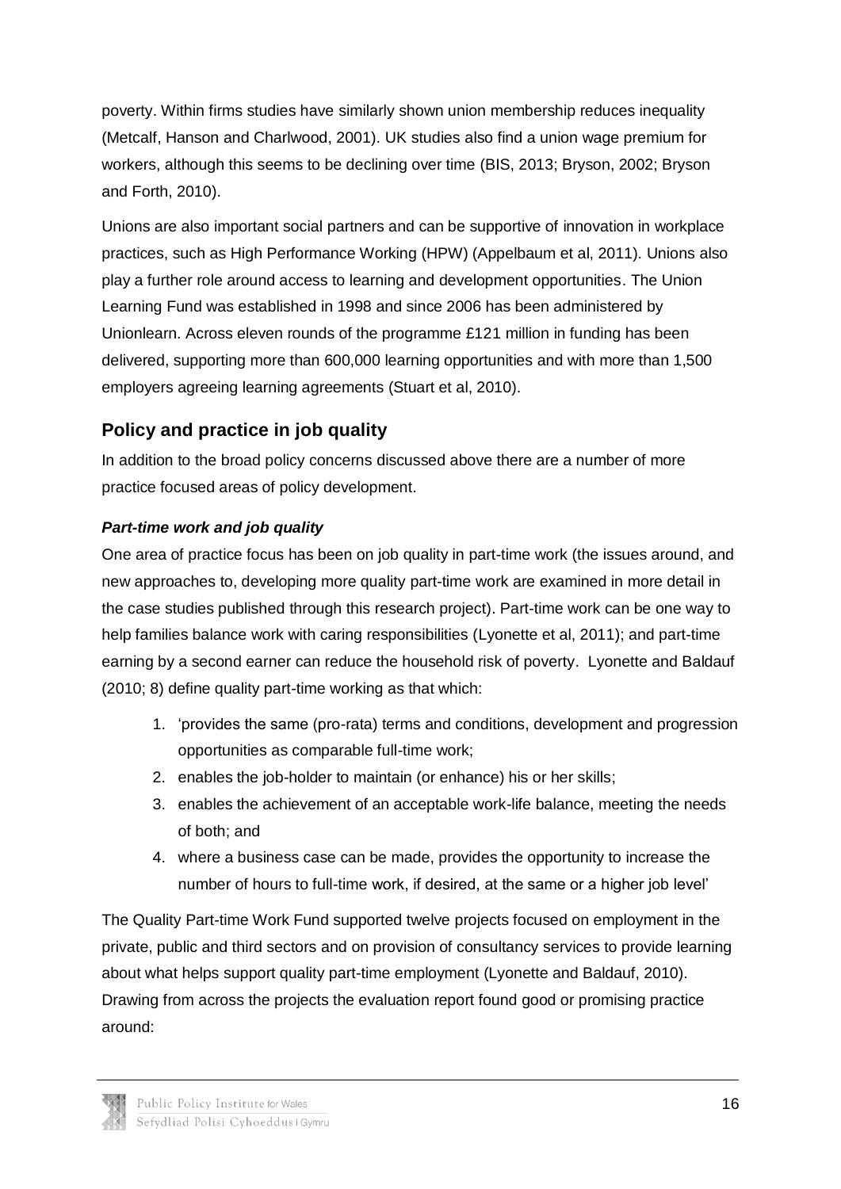poverty. Within firms studies have similarly shown union membership reduces inequality (Metcalf, Hanson and Charlwood, 2001). UK studies also find a union wage premium for workers, although this seems to be declining over time (BIS, 2013; Bryson, 2002; Bryson and Forth, 2010).

Unions are also important social partners and can be supportive of innovation in workplace practices, such as High Performance Working (HPW) (Appelbaum et al, 2011). Unions also play a further role around access to learning and development opportunities. The Union Learning Fund was established in 1998 and since 2006 has been administered by Unionlearn. Across eleven rounds of the programme £121 million in funding has been delivered, supporting more than 600,000 learning opportunities and with more than 1,500 employers agreeing learning agreements (Stuart et al, 2010).

## Policy and practice in job quality

In addition to the broad policy concerns discussed above there are a number of more practice focused areas of policy development.

### *Part-time work and job quality*

One area of practice focus has been on job quality in part-time work (the issues around, and new approaches to, developing more quality part-time work are examined in more detail in the case studies published through this research project). Part-time work can be one way to help families balance work with caring responsibilities (Lyonette et al, 2011); and part-time earning by a second earner can reduce the household risk of poverty. Lyonette and Baldauf (2010; 8) define quality part-time working as that which:

1. 'provides the same (pro-rata) terms and conditions, development and progression opportunities as comparable full-time work;
2. enables the job-holder to maintain (or enhance) his or her skills;
3. enables the achievement of an acceptable work-life balance, meeting the needs of both; and
4. where a business case can be made, provides the opportunity to increase the number of hours to full-time work, if desired, at the same or a higher job level'

The Quality Part-time Work Fund supported twelve projects focused on employment in the private, public and third sectors and on provision of consultancy services to provide learning about what helps support quality part-time employment (Lyonette and Baldauf, 2010). Drawing from across the projects the evaluation report found good or promising practice around: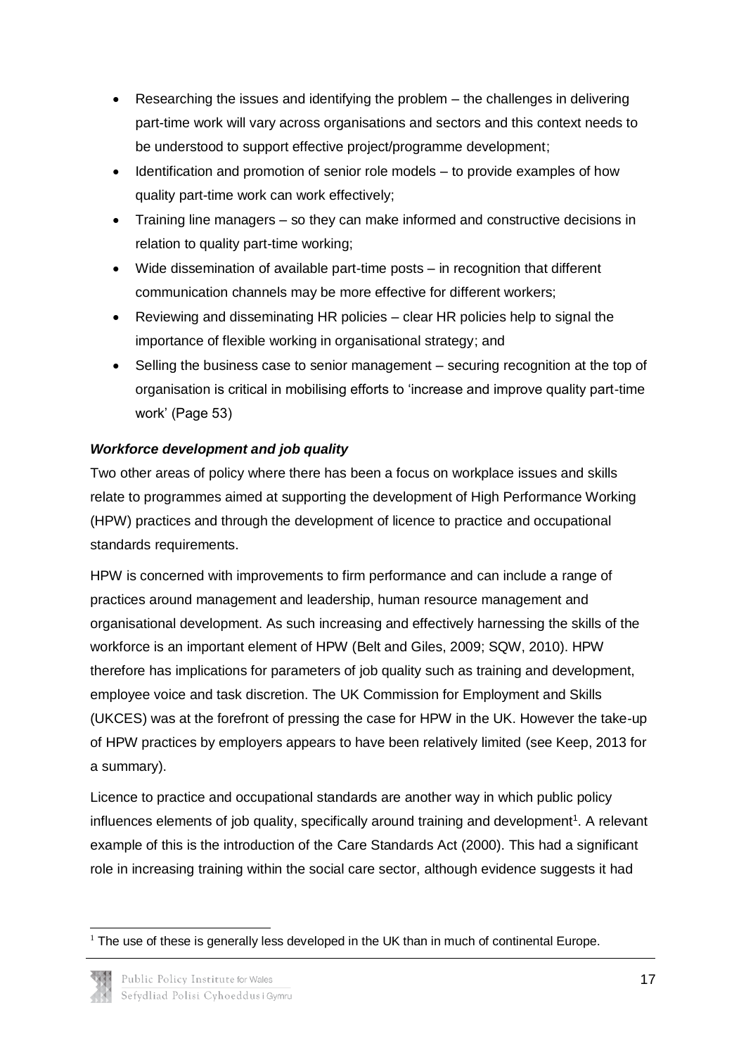- Researching the issues and identifying the problem – the challenges in delivering part-time work will vary across organisations and sectors and this context needs to be understood to support effective project/programme development;
- Identification and promotion of senior role models – to provide examples of how quality part-time work can work effectively;
- Training line managers – so they can make informed and constructive decisions in relation to quality part-time working;
- Wide dissemination of available part-time posts – in recognition that different communication channels may be more effective for different workers;
- Reviewing and disseminating HR policies – clear HR policies help to signal the importance of flexible working in organisational strategy; and
- Selling the business case to senior management – securing recognition at the top of organisation is critical in mobilising efforts to 'increase and improve quality part-time work' (Page 53)

***Workforce development and job quality***

Two other areas of policy where there has been a focus on workplace issues and skills relate to programmes aimed at supporting the development of High Performance Working (HPW) practices and through the development of licence to practice and occupational standards requirements.

HPW is concerned with improvements to firm performance and can include a range of practices around management and leadership, human resource management and organisational development. As such increasing and effectively harnessing the skills of the workforce is an important element of HPW (Belt and Giles, 2009; SQW, 2010). HPW therefore has implications for parameters of job quality such as training and development, employee voice and task discretion. The UK Commission for Employment and Skills (UKCES) was at the forefront of pressing the case for HPW in the UK. However the take-up of HPW practices by employers appears to have been relatively limited (see Keep, 2013 for a summary).

Licence to practice and occupational standards are another way in which public policy influences elements of job quality, specifically around training and development[1]. A relevant example of this is the introduction of the Care Standards Act (2000). This had a significant role in increasing training within the social care sector, although evidence suggests it had

[1] The use of these is generally less developed in the UK than in much of continental Europe.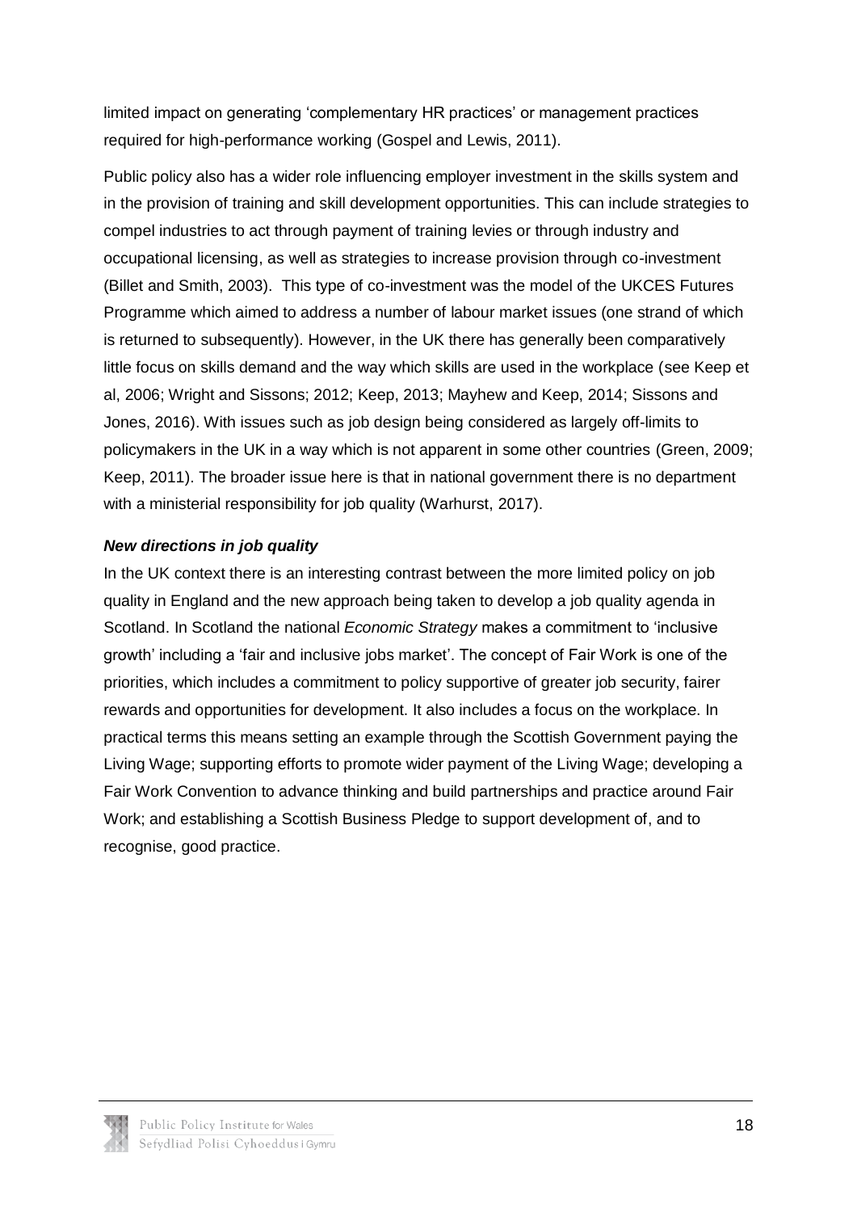limited impact on generating 'complementary HR practices' or management practices required for high-performance working (Gospel and Lewis, 2011).

Public policy also has a wider role influencing employer investment in the skills system and in the provision of training and skill development opportunities. This can include strategies to compel industries to act through payment of training levies or through industry and occupational licensing, as well as strategies to increase provision through co-investment (Billet and Smith, 2003). This type of co-investment was the model of the UKCES Futures Programme which aimed to address a number of labour market issues (one strand of which is returned to subsequently). However, in the UK there has generally been comparatively little focus on skills demand and the way which skills are used in the workplace (see Keep et al, 2006; Wright and Sissons; 2012; Keep, 2013; Mayhew and Keep, 2014; Sissons and Jones, 2016). With issues such as job design being considered as largely off-limits to policymakers in the UK in a way which is not apparent in some other countries (Green, 2009; Keep, 2011). The broader issue here is that in national government there is no department with a ministerial responsibility for job quality (Warhurst, 2017).

***New directions in job quality***

In the UK context there is an interesting contrast between the more limited policy on job quality in England and the new approach being taken to develop a job quality agenda in Scotland. In Scotland the national *Economic Strategy* makes a commitment to 'inclusive growth' including a 'fair and inclusive jobs market'. The concept of Fair Work is one of the priorities, which includes a commitment to policy supportive of greater job security, fairer rewards and opportunities for development. It also includes a focus on the workplace. In practical terms this means setting an example through the Scottish Government paying the Living Wage; supporting efforts to promote wider payment of the Living Wage; developing a Fair Work Convention to advance thinking and build partnerships and practice around Fair Work; and establishing a Scottish Business Pledge to support development of, and to recognise, good practice.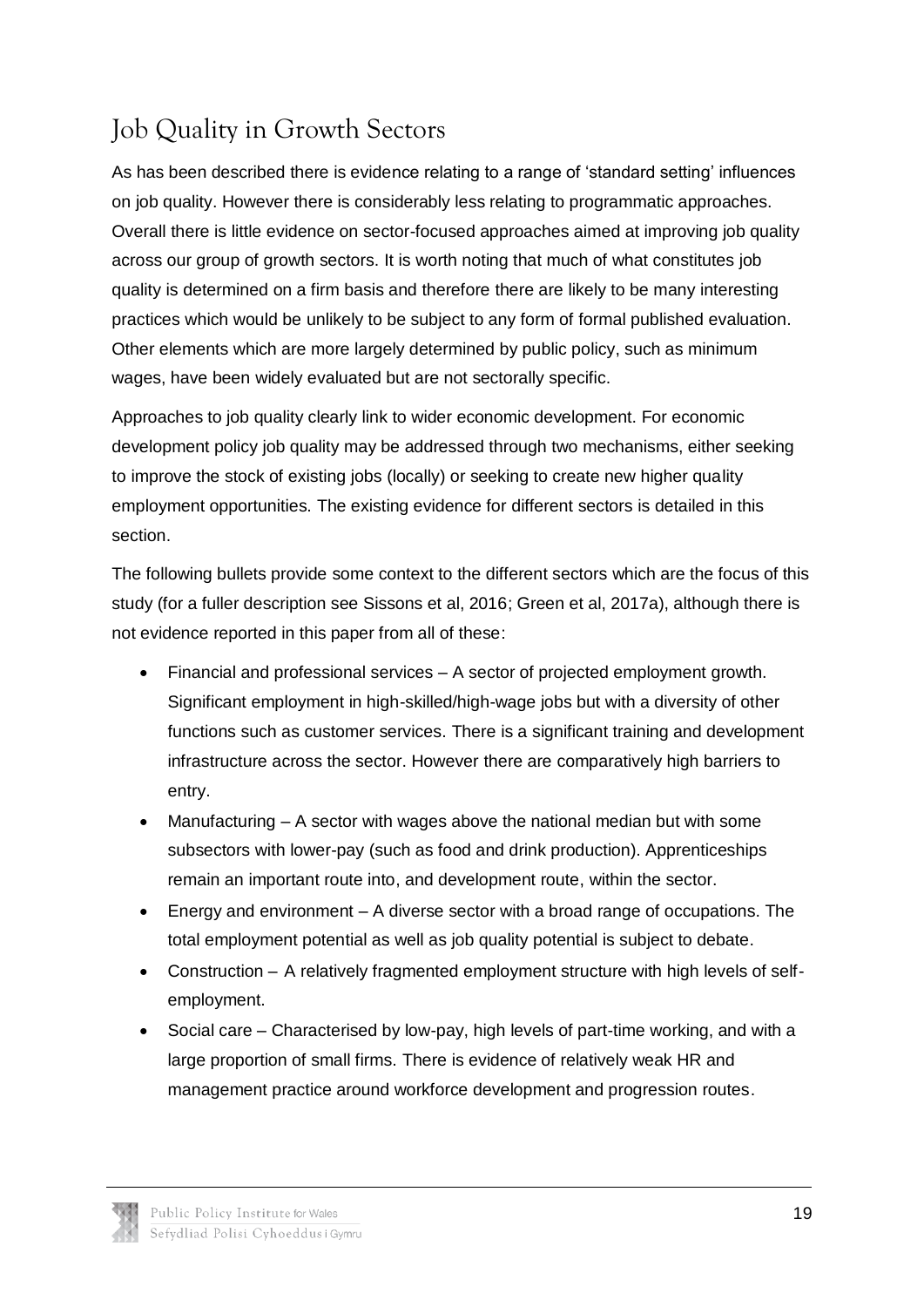## Job Quality in Growth Sectors

As has been described there is evidence relating to a range of 'standard setting' influences on job quality. However there is considerably less relating to programmatic approaches. Overall there is little evidence on sector-focused approaches aimed at improving job quality across our group of growth sectors. It is worth noting that much of what constitutes job quality is determined on a firm basis and therefore there are likely to be many interesting practices which would be unlikely to be subject to any form of formal published evaluation. Other elements which are more largely determined by public policy, such as minimum wages, have been widely evaluated but are not sectorally specific.

Approaches to job quality clearly link to wider economic development. For economic development policy job quality may be addressed through two mechanisms, either seeking to improve the stock of existing jobs (locally) or seeking to create new higher quality employment opportunities. The existing evidence for different sectors is detailed in this section.

The following bullets provide some context to the different sectors which are the focus of this study (for a fuller description see Sissons et al, 2016; Green et al, 2017a), although there is not evidence reported in this paper from all of these:

- Financial and professional services – A sector of projected employment growth. Significant employment in high-skilled/high-wage jobs but with a diversity of other functions such as customer services. There is a significant training and development infrastructure across the sector. However there are comparatively high barriers to entry.
- Manufacturing – A sector with wages above the national median but with some subsectors with lower-pay (such as food and drink production). Apprenticeships remain an important route into, and development route, within the sector.
- Energy and environment – A diverse sector with a broad range of occupations. The total employment potential as well as job quality potential is subject to debate.
- Construction – A relatively fragmented employment structure with high levels of self-employment.
- Social care – Characterised by low-pay, high levels of part-time working, and with a large proportion of small firms. There is evidence of relatively weak HR and management practice around workforce development and progression routes.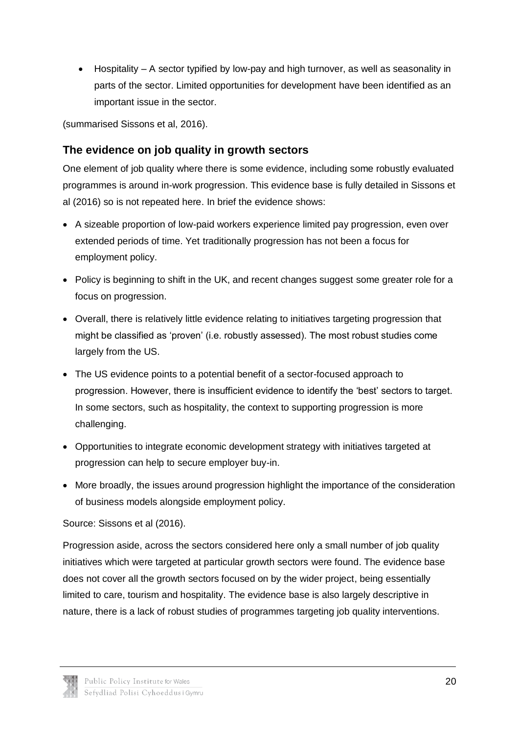- Hospitality – A sector typified by low-pay and high turnover, as well as seasonality in parts of the sector. Limited opportunities for development have been identified as an important issue in the sector.

(summarised Sissons et al, 2016).

## The evidence on job quality in growth sectors

One element of job quality where there is some evidence, including some robustly evaluated programmes is around in-work progression. This evidence base is fully detailed in Sissons et al (2016) so is not repeated here. In brief the evidence shows:

- A sizeable proportion of low-paid workers experience limited pay progression, even over extended periods of time. Yet traditionally progression has not been a focus for employment policy.
- Policy is beginning to shift in the UK, and recent changes suggest some greater role for a focus on progression.
- Overall, there is relatively little evidence relating to initiatives targeting progression that might be classified as 'proven' (i.e. robustly assessed). The most robust studies come largely from the US.
- The US evidence points to a potential benefit of a sector-focused approach to progression. However, there is insufficient evidence to identify the 'best' sectors to target. In some sectors, such as hospitality, the context to supporting progression is more challenging.
- Opportunities to integrate economic development strategy with initiatives targeted at progression can help to secure employer buy-in.
- More broadly, the issues around progression highlight the importance of the consideration of business models alongside employment policy.

Source: Sissons et al (2016).

Progression aside, across the sectors considered here only a small number of job quality initiatives which were targeted at particular growth sectors were found. The evidence base does not cover all the growth sectors focused on by the wider project, being essentially limited to care, tourism and hospitality. The evidence base is also largely descriptive in nature, there is a lack of robust studies of programmes targeting job quality interventions.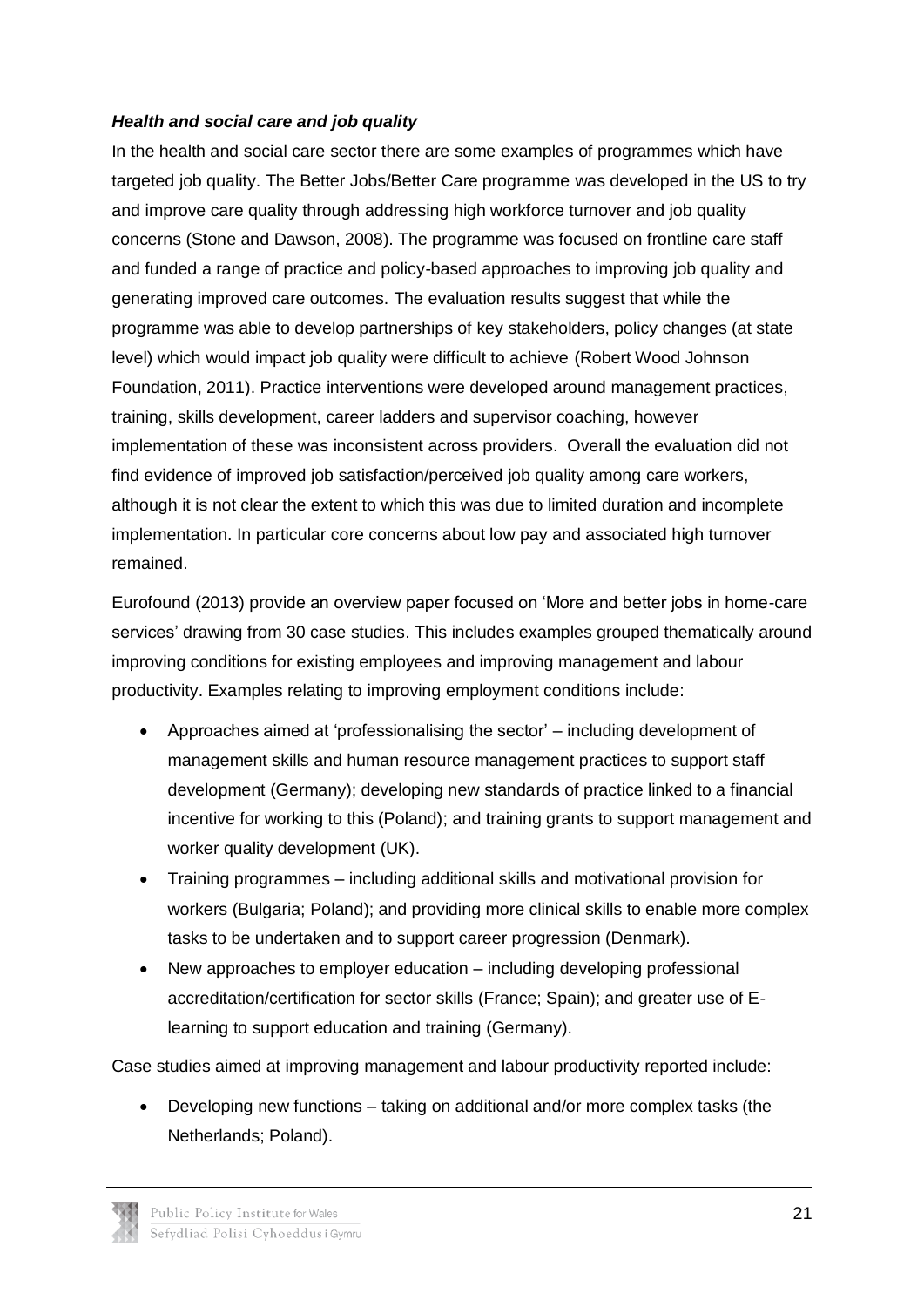### *Health and social care and job quality*

In the health and social care sector there are some examples of programmes which have targeted job quality. The Better Jobs/Better Care programme was developed in the US to try and improve care quality through addressing high workforce turnover and job quality concerns (Stone and Dawson, 2008). The programme was focused on frontline care staff and funded a range of practice and policy-based approaches to improving job quality and generating improved care outcomes. The evaluation results suggest that while the programme was able to develop partnerships of key stakeholders, policy changes (at state level) which would impact job quality were difficult to achieve (Robert Wood Johnson Foundation, 2011). Practice interventions were developed around management practices, training, skills development, career ladders and supervisor coaching, however implementation of these was inconsistent across providers. Overall the evaluation did not find evidence of improved job satisfaction/perceived job quality among care workers, although it is not clear the extent to which this was due to limited duration and incomplete implementation. In particular core concerns about low pay and associated high turnover remained.

Eurofound (2013) provide an overview paper focused on 'More and better jobs in home-care services' drawing from 30 case studies. This includes examples grouped thematically around improving conditions for existing employees and improving management and labour productivity. Examples relating to improving employment conditions include:

- Approaches aimed at 'professionalising the sector' – including development of management skills and human resource management practices to support staff development (Germany); developing new standards of practice linked to a financial incentive for working to this (Poland); and training grants to support management and worker quality development (UK).
- Training programmes – including additional skills and motivational provision for workers (Bulgaria; Poland); and providing more clinical skills to enable more complex tasks to be undertaken and to support career progression (Denmark).
- New approaches to employer education – including developing professional accreditation/certification for sector skills (France; Spain); and greater use of E-learning to support education and training (Germany).

Case studies aimed at improving management and labour productivity reported include:

- Developing new functions – taking on additional and/or more complex tasks (the Netherlands; Poland).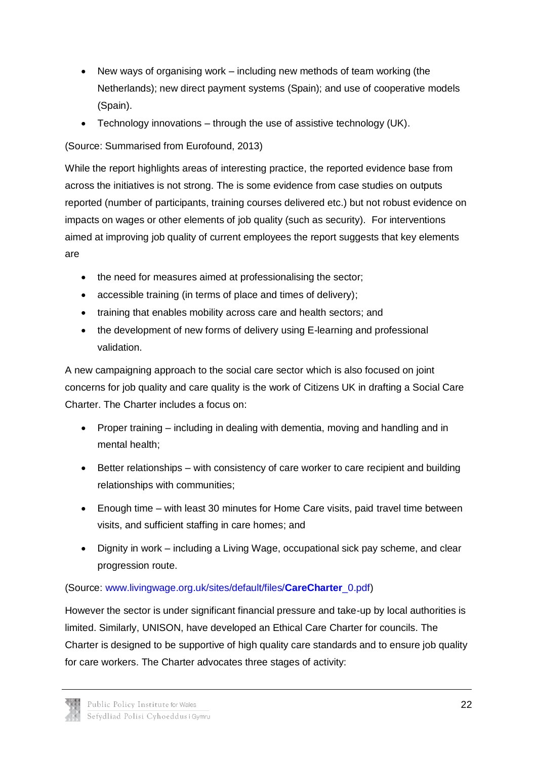- New ways of organising work – including new methods of team working (the Netherlands); new direct payment systems (Spain); and use of cooperative models (Spain).
- Technology innovations – through the use of assistive technology (UK).

(Source: Summarised from Eurofound, 2013)

While the report highlights areas of interesting practice, the reported evidence base from across the initiatives is not strong. The is some evidence from case studies on outputs reported (number of participants, training courses delivered etc.) but not robust evidence on impacts on wages or other elements of job quality (such as security). For interventions aimed at improving job quality of current employees the report suggests that key elements are

- the need for measures aimed at professionalising the sector;
- accessible training (in terms of place and times of delivery);
- training that enables mobility across care and health sectors; and
- the development of new forms of delivery using E-learning and professional validation.

A new campaigning approach to the social care sector which is also focused on joint concerns for job quality and care quality is the work of Citizens UK in drafting a Social Care Charter. The Charter includes a focus on:

- Proper training – including in dealing with dementia, moving and handling and in mental health;
- Better relationships – with consistency of care worker to care recipient and building relationships with communities;
- Enough time – with least 30 minutes for Home Care visits, paid travel time between visits, and sufficient staffing in care homes; and
- Dignity in work – including a Living Wage, occupational sick pay scheme, and clear progression route.

(Source: www.livingwage.org.uk/sites/default/files/**CareCharter**_0.pdf)

However the sector is under significant financial pressure and take-up by local authorities is limited. Similarly, UNISON, have developed an Ethical Care Charter for councils. The Charter is designed to be supportive of high quality care standards and to ensure job quality for care workers. The Charter advocates three stages of activity: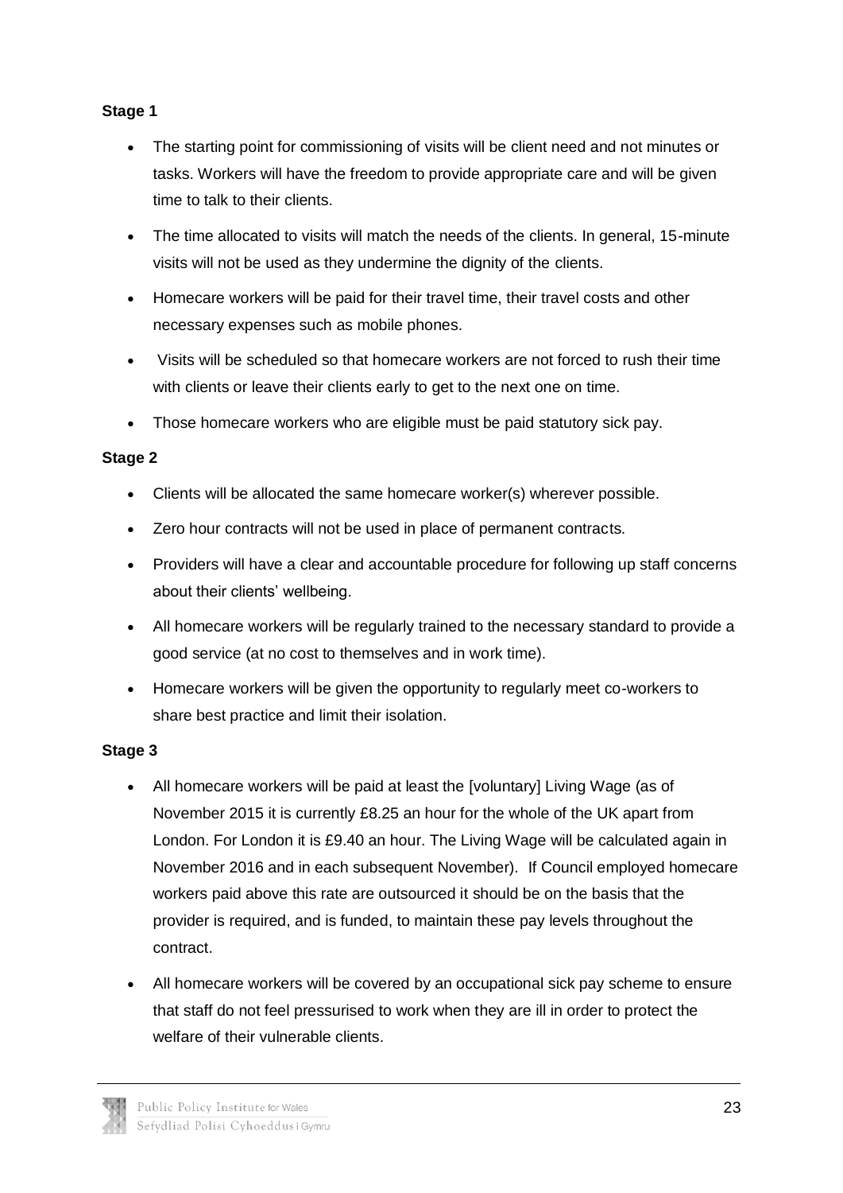**Stage 1**

- The starting point for commissioning of visits will be client need and not minutes or tasks. Workers will have the freedom to provide appropriate care and will be given time to talk to their clients.
- The time allocated to visits will match the needs of the clients. In general, 15-minute visits will not be used as they undermine the dignity of the clients.
- Homecare workers will be paid for their travel time, their travel costs and other necessary expenses such as mobile phones.
- Visits will be scheduled so that homecare workers are not forced to rush their time with clients or leave their clients early to get to the next one on time.
- Those homecare workers who are eligible must be paid statutory sick pay.

**Stage 2**

- Clients will be allocated the same homecare worker(s) wherever possible.
- Zero hour contracts will not be used in place of permanent contracts.
- Providers will have a clear and accountable procedure for following up staff concerns about their clients' wellbeing.
- All homecare workers will be regularly trained to the necessary standard to provide a good service (at no cost to themselves and in work time).
- Homecare workers will be given the opportunity to regularly meet co-workers to share best practice and limit their isolation.

**Stage 3**

- All homecare workers will be paid at least the [voluntary] Living Wage (as of November 2015 it is currently £8.25 an hour for the whole of the UK apart from London. For London it is £9.40 an hour. The Living Wage will be calculated again in November 2016 and in each subsequent November). If Council employed homecare workers paid above this rate are outsourced it should be on the basis that the provider is required, and is funded, to maintain these pay levels throughout the contract.
- All homecare workers will be covered by an occupational sick pay scheme to ensure that staff do not feel pressurised to work when they are ill in order to protect the welfare of their vulnerable clients.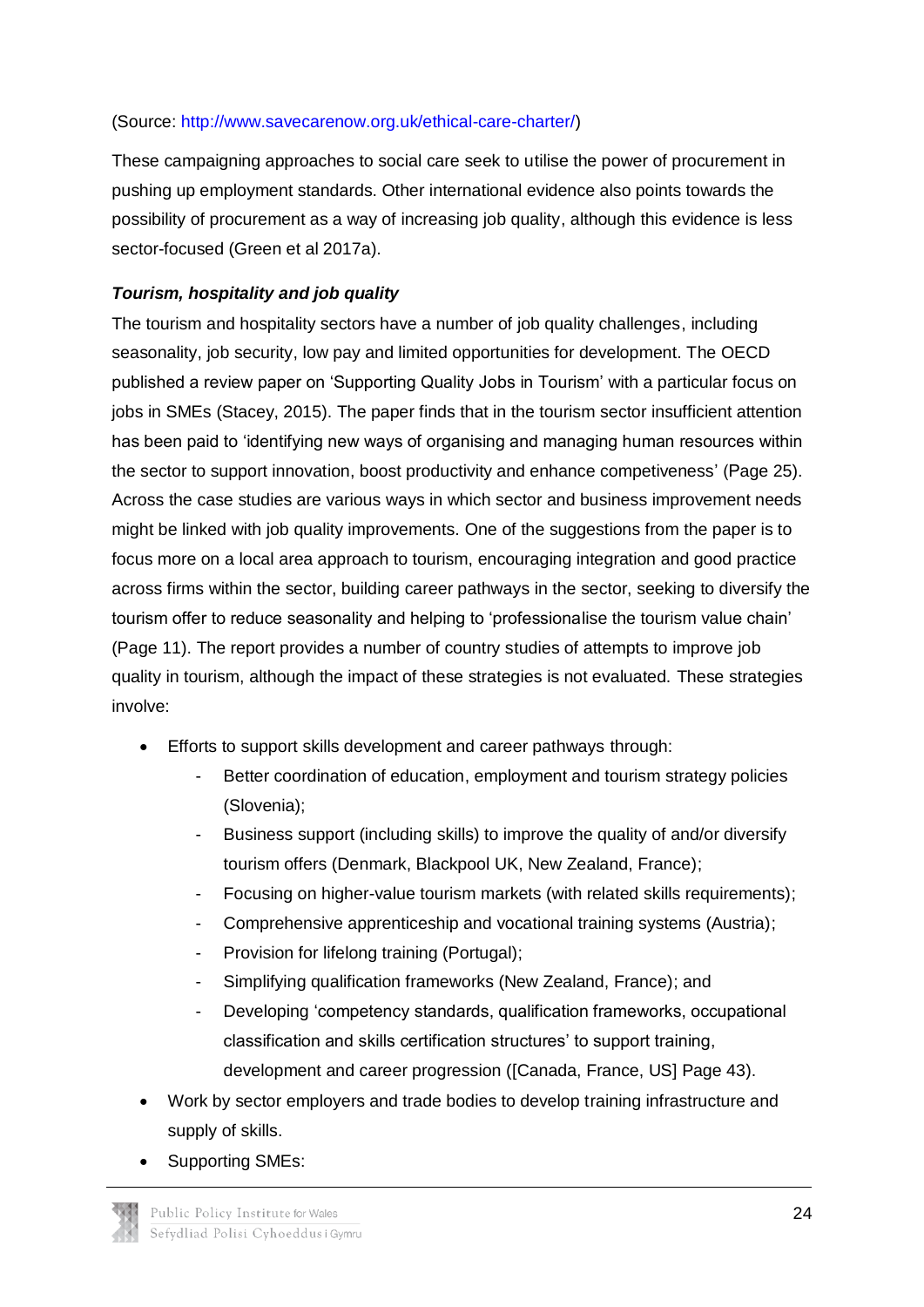(Source: http://www.savecarenow.org.uk/ethical-care-charter/)

These campaigning approaches to social care seek to utilise the power of procurement in pushing up employment standards. Other international evidence also points towards the possibility of procurement as a way of increasing job quality, although this evidence is less sector-focused (Green et al 2017a).

***Tourism, hospitality and job quality***

The tourism and hospitality sectors have a number of job quality challenges, including seasonality, job security, low pay and limited opportunities for development. The OECD published a review paper on 'Supporting Quality Jobs in Tourism' with a particular focus on jobs in SMEs (Stacey, 2015). The paper finds that in the tourism sector insufficient attention has been paid to 'identifying new ways of organising and managing human resources within the sector to support innovation, boost productivity and enhance competiveness' (Page 25). Across the case studies are various ways in which sector and business improvement needs might be linked with job quality improvements. One of the suggestions from the paper is to focus more on a local area approach to tourism, encouraging integration and good practice across firms within the sector, building career pathways in the sector, seeking to diversify the tourism offer to reduce seasonality and helping to 'professionalise the tourism value chain' (Page 11). The report provides a number of country studies of attempts to improve job quality in tourism, although the impact of these strategies is not evaluated. These strategies involve:

- Efforts to support skills development and career pathways through:
    - Better coordination of education, employment and tourism strategy policies (Slovenia);
    - Business support (including skills) to improve the quality of and/or diversify tourism offers (Denmark, Blackpool UK, New Zealand, France);
    - Focusing on higher-value tourism markets (with related skills requirements);
    - Comprehensive apprenticeship and vocational training systems (Austria);
    - Provision for lifelong training (Portugal);
    - Simplifying qualification frameworks (New Zealand, France); and
    - Developing 'competency standards, qualification frameworks, occupational classification and skills certification structures' to support training, development and career progression ([Canada, France, US] Page 43).
- Work by sector employers and trade bodies to develop training infrastructure and supply of skills.
- Supporting SMEs: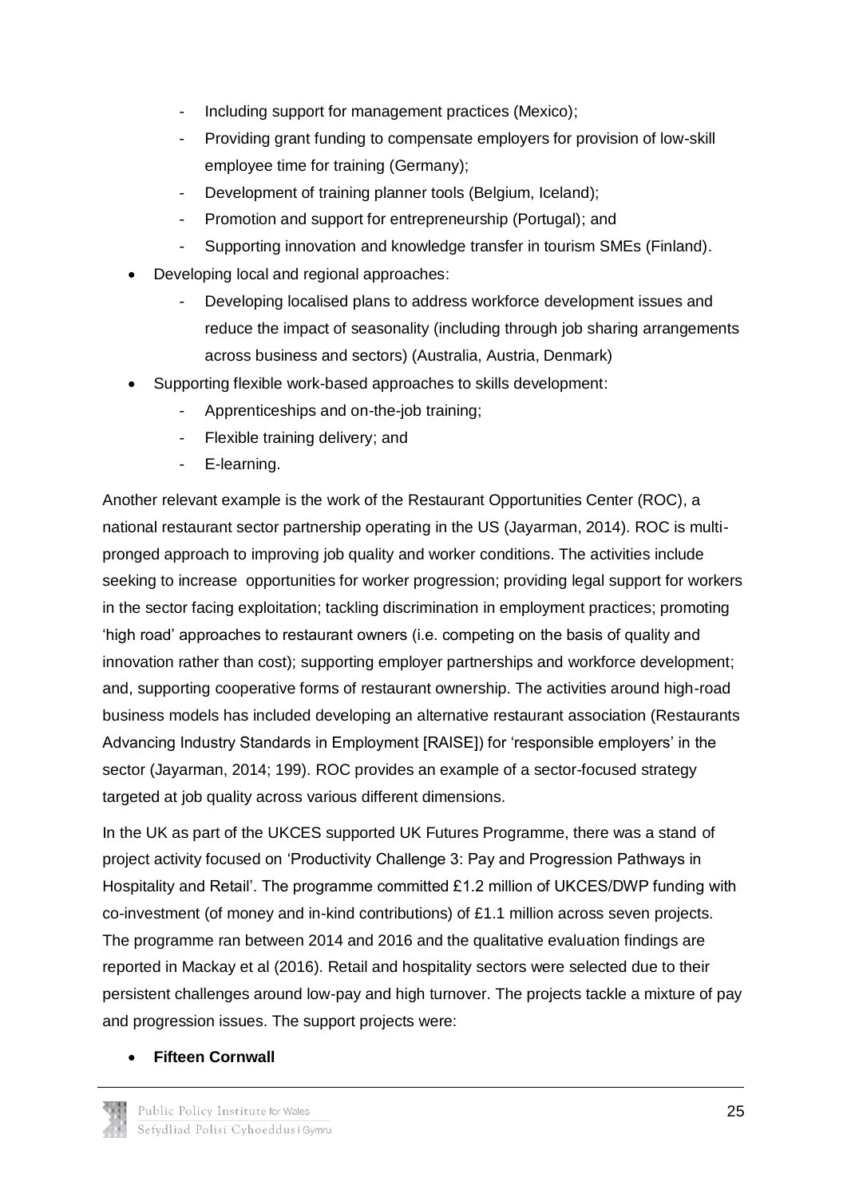- Including support for management practices (Mexico);
  - Providing grant funding to compensate employers for provision of low-skill employee time for training (Germany);
  - Development of training planner tools (Belgium, Iceland);
  - Promotion and support for entrepreneurship (Portugal); and
  - Supporting innovation and knowledge transfer in tourism SMEs (Finland).
- Developing local and regional approaches:
  - Developing localised plans to address workforce development issues and reduce the impact of seasonality (including through job sharing arrangements across business and sectors) (Australia, Austria, Denmark)
- Supporting flexible work-based approaches to skills development:
  - Apprenticeships and on-the-job training;
  - Flexible training delivery; and
  - E-learning.

Another relevant example is the work of the Restaurant Opportunities Center (ROC), a national restaurant sector partnership operating in the US (Jayarman, 2014). ROC is multi-pronged approach to improving job quality and worker conditions. The activities include seeking to increase opportunities for worker progression; providing legal support for workers in the sector facing exploitation; tackling discrimination in employment practices; promoting 'high road' approaches to restaurant owners (i.e. competing on the basis of quality and innovation rather than cost); supporting employer partnerships and workforce development; and, supporting cooperative forms of restaurant ownership. The activities around high-road business models has included developing an alternative restaurant association (Restaurants Advancing Industry Standards in Employment [RAISE]) for 'responsible employers' in the sector (Jayarman, 2014; 199). ROC provides an example of a sector-focused strategy targeted at job quality across various different dimensions.

In the UK as part of the UKCES supported UK Futures Programme, there was a stand of project activity focused on 'Productivity Challenge 3: Pay and Progression Pathways in Hospitality and Retail'. The programme committed £1.2 million of UKCES/DWP funding with co-investment (of money and in-kind contributions) of £1.1 million across seven projects. The programme ran between 2014 and 2016 and the qualitative evaluation findings are reported in Mackay et al (2016). Retail and hospitality sectors were selected due to their persistent challenges around low-pay and high turnover. The projects tackle a mixture of pay and progression issues. The support projects were:

- **Fifteen Cornwall**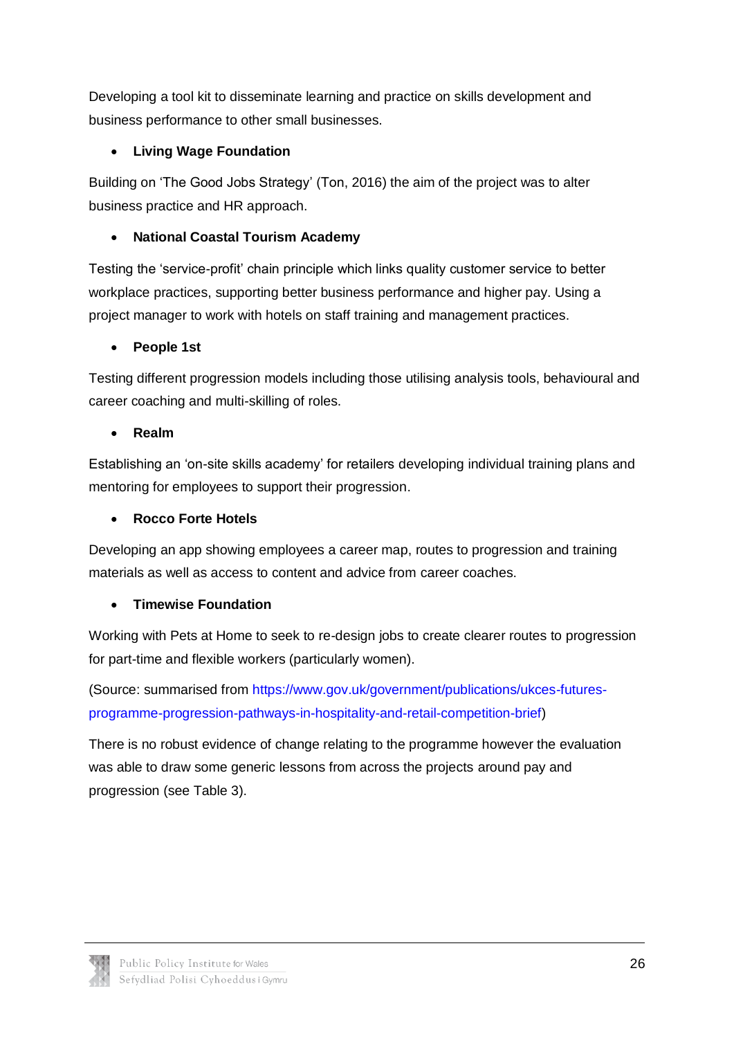Developing a tool kit to disseminate learning and practice on skills development and business performance to other small businesses.

- **Living Wage Foundation**

Building on 'The Good Jobs Strategy' (Ton, 2016) the aim of the project was to alter business practice and HR approach.

- **National Coastal Tourism Academy**

Testing the 'service-profit' chain principle which links quality customer service to better workplace practices, supporting better business performance and higher pay. Using a project manager to work with hotels on staff training and management practices.

- **People 1st**

Testing different progression models including those utilising analysis tools, behavioural and career coaching and multi-skilling of roles.

- **Realm**

Establishing an 'on-site skills academy' for retailers developing individual training plans and mentoring for employees to support their progression.

- **Rocco Forte Hotels**

Developing an app showing employees a career map, routes to progression and training materials as well as access to content and advice from career coaches.

- **Timewise Foundation**

Working with Pets at Home to seek to re-design jobs to create clearer routes to progression for part-time and flexible workers (particularly women).

(Source: summarised from https://www.gov.uk/government/publications/ukces-futures-programme-progression-pathways-in-hospitality-and-retail-competition-brief)

There is no robust evidence of change relating to the programme however the evaluation was able to draw some generic lessons from across the projects around pay and progression (see Table 3).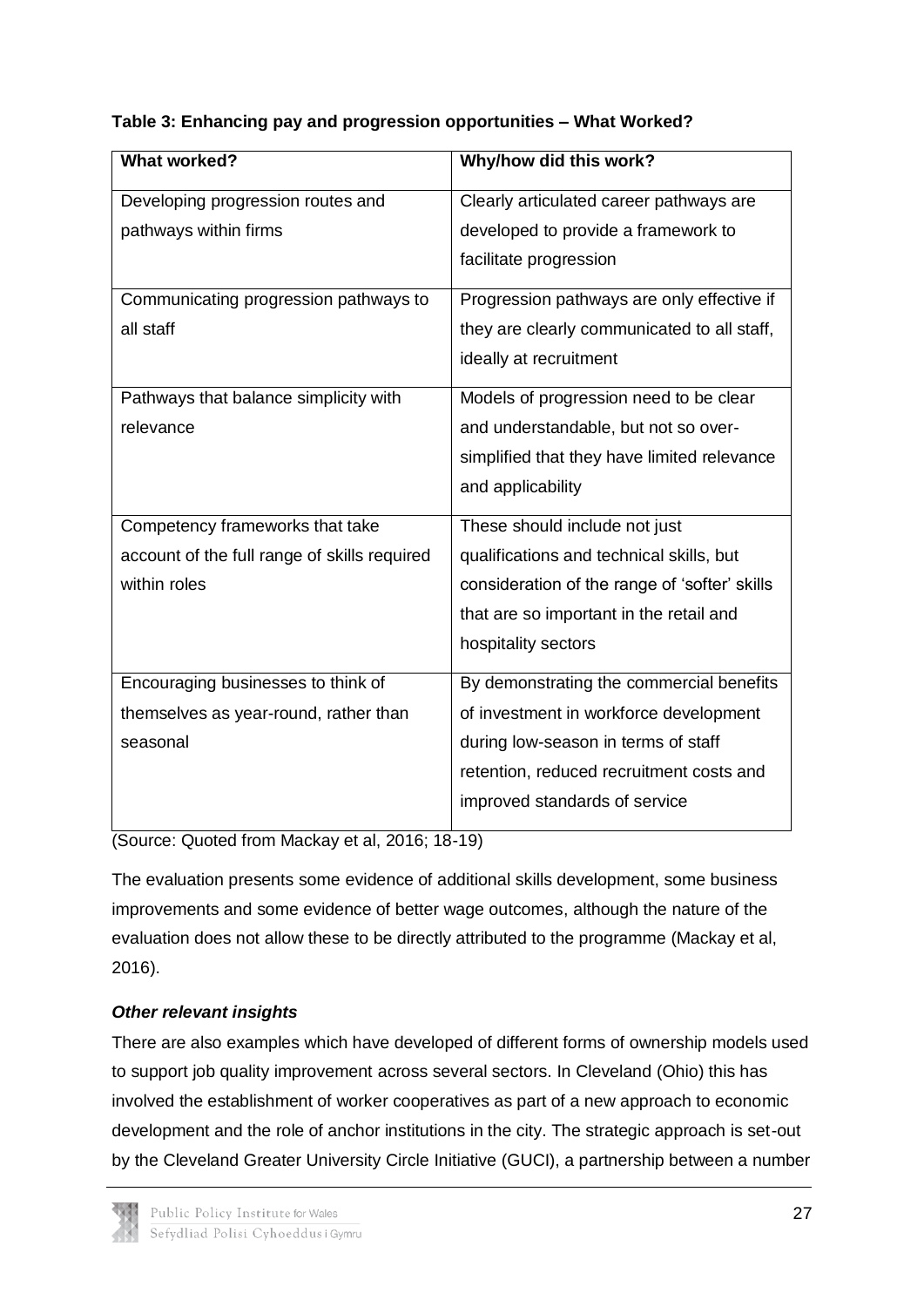**Table 3: Enhancing pay and progression opportunities – What Worked?**

| What worked? | Why/how did this work? |
| --- | --- |
| Developing progression routes and pathways within firms | Clearly articulated career pathways are developed to provide a framework to facilitate progression |
| Communicating progression pathways to all staff | Progression pathways are only effective if they are clearly communicated to all staff, ideally at recruitment |
| Pathways that balance simplicity with relevance | Models of progression need to be clear and understandable, but not so over-simplified that they have limited relevance and applicability |
| Competency frameworks that take account of the full range of skills required within roles | These should include not just qualifications and technical skills, but consideration of the range of 'softer' skills that are so important in the retail and hospitality sectors |
| Encouraging businesses to think of themselves as year-round, rather than seasonal | By demonstrating the commercial benefits of investment in workforce development during low-season in terms of staff retention, reduced recruitment costs and improved standards of service |

(Source: Quoted from Mackay et al, 2016; 18-19)

The evaluation presents some evidence of additional skills development, some business improvements and some evidence of better wage outcomes, although the nature of the evaluation does not allow these to be directly attributed to the programme (Mackay et al, 2016).

***Other relevant insights***

There are also examples which have developed of different forms of ownership models used to support job quality improvement across several sectors. In Cleveland (Ohio) this has involved the establishment of worker cooperatives as part of a new approach to economic development and the role of anchor institutions in the city. The strategic approach is set-out by the Cleveland Greater University Circle Initiative (GUCI), a partnership between a number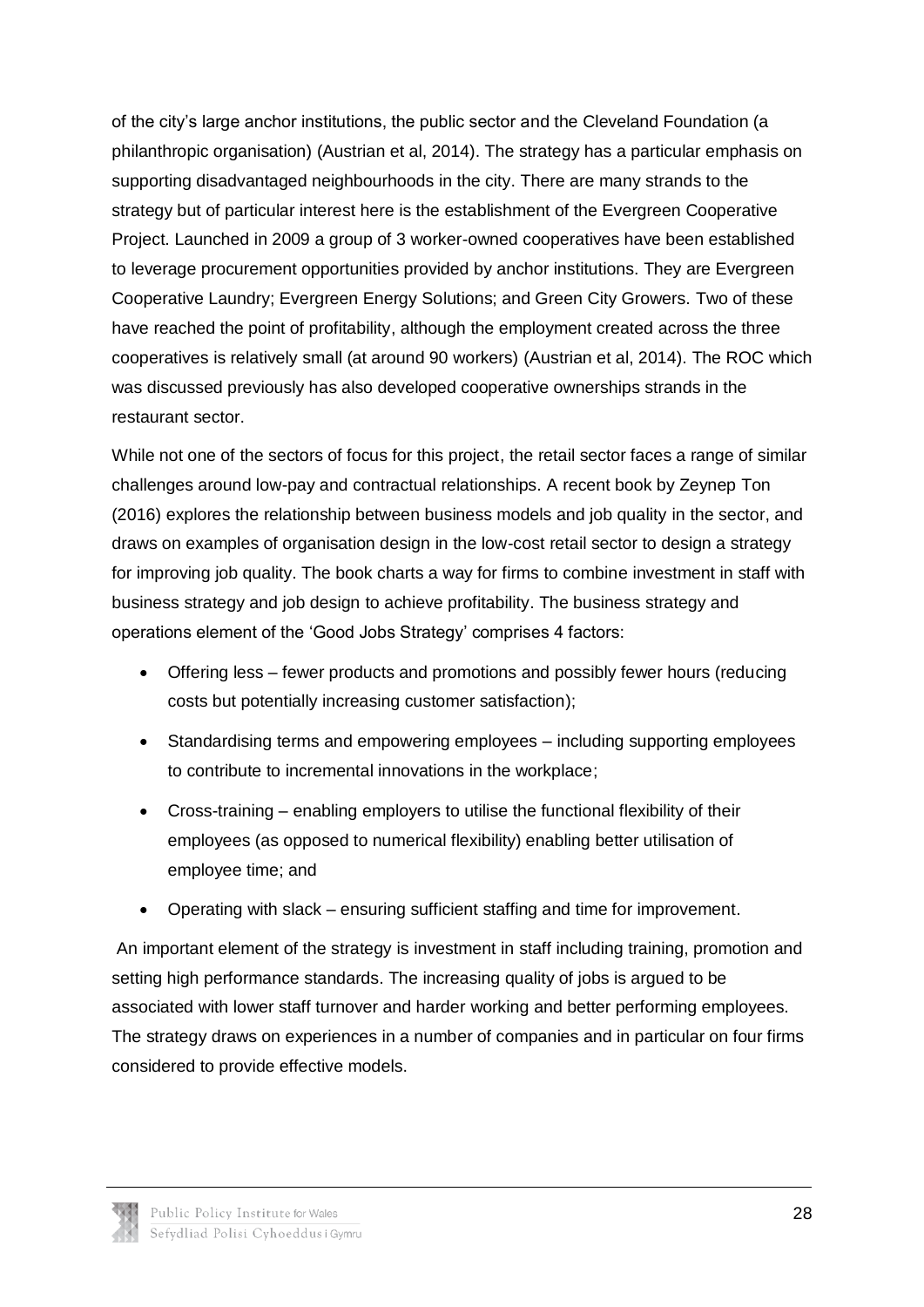of the city's large anchor institutions, the public sector and the Cleveland Foundation (a philanthropic organisation) (Austrian et al, 2014). The strategy has a particular emphasis on supporting disadvantaged neighbourhoods in the city. There are many strands to the strategy but of particular interest here is the establishment of the Evergreen Cooperative Project. Launched in 2009 a group of 3 worker-owned cooperatives have been established to leverage procurement opportunities provided by anchor institutions. They are Evergreen Cooperative Laundry; Evergreen Energy Solutions; and Green City Growers. Two of these have reached the point of profitability, although the employment created across the three cooperatives is relatively small (at around 90 workers) (Austrian et al, 2014). The ROC which was discussed previously has also developed cooperative ownerships strands in the restaurant sector.

While not one of the sectors of focus for this project, the retail sector faces a range of similar challenges around low-pay and contractual relationships. A recent book by Zeynep Ton (2016) explores the relationship between business models and job quality in the sector, and draws on examples of organisation design in the low-cost retail sector to design a strategy for improving job quality. The book charts a way for firms to combine investment in staff with business strategy and job design to achieve profitability. The business strategy and operations element of the 'Good Jobs Strategy' comprises 4 factors:

- Offering less – fewer products and promotions and possibly fewer hours (reducing costs but potentially increasing customer satisfaction);
- Standardising terms and empowering employees – including supporting employees to contribute to incremental innovations in the workplace;
- Cross-training – enabling employers to utilise the functional flexibility of their employees (as opposed to numerical flexibility) enabling better utilisation of employee time; and
- Operating with slack – ensuring sufficient staffing and time for improvement.

An important element of the strategy is investment in staff including training, promotion and setting high performance standards. The increasing quality of jobs is argued to be associated with lower staff turnover and harder working and better performing employees. The strategy draws on experiences in a number of companies and in particular on four firms considered to provide effective models.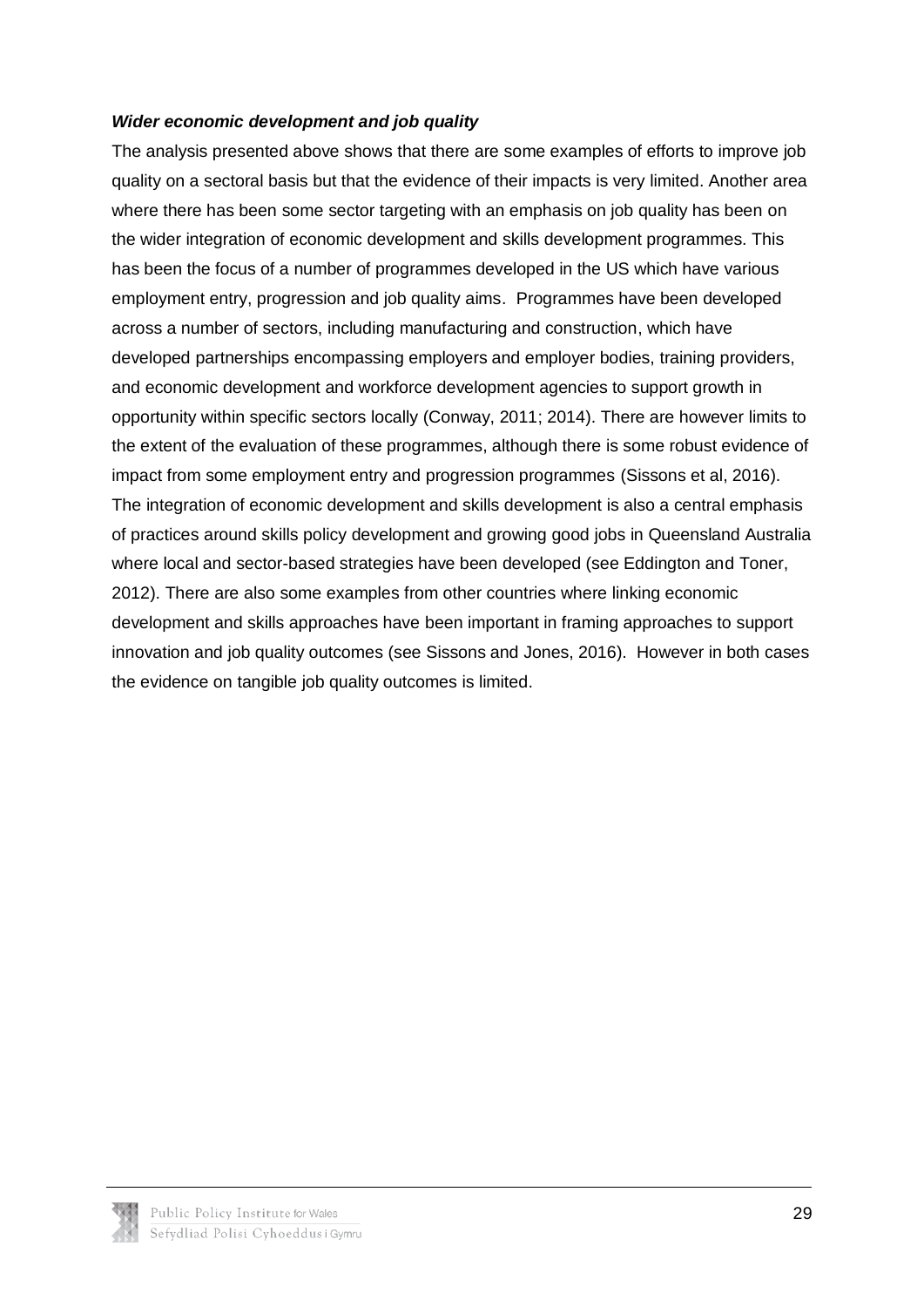***Wider economic development and job quality***

The analysis presented above shows that there are some examples of efforts to improve job quality on a sectoral basis but that the evidence of their impacts is very limited. Another area where there has been some sector targeting with an emphasis on job quality has been on the wider integration of economic development and skills development programmes. This has been the focus of a number of programmes developed in the US which have various employment entry, progression and job quality aims. Programmes have been developed across a number of sectors, including manufacturing and construction, which have developed partnerships encompassing employers and employer bodies, training providers, and economic development and workforce development agencies to support growth in opportunity within specific sectors locally (Conway, 2011; 2014). There are however limits to the extent of the evaluation of these programmes, although there is some robust evidence of impact from some employment entry and progression programmes (Sissons et al, 2016). The integration of economic development and skills development is also a central emphasis of practices around skills policy development and growing good jobs in Queensland Australia where local and sector-based strategies have been developed (see Eddington and Toner, 2012). There are also some examples from other countries where linking economic development and skills approaches have been important in framing approaches to support innovation and job quality outcomes (see Sissons and Jones, 2016). However in both cases the evidence on tangible job quality outcomes is limited.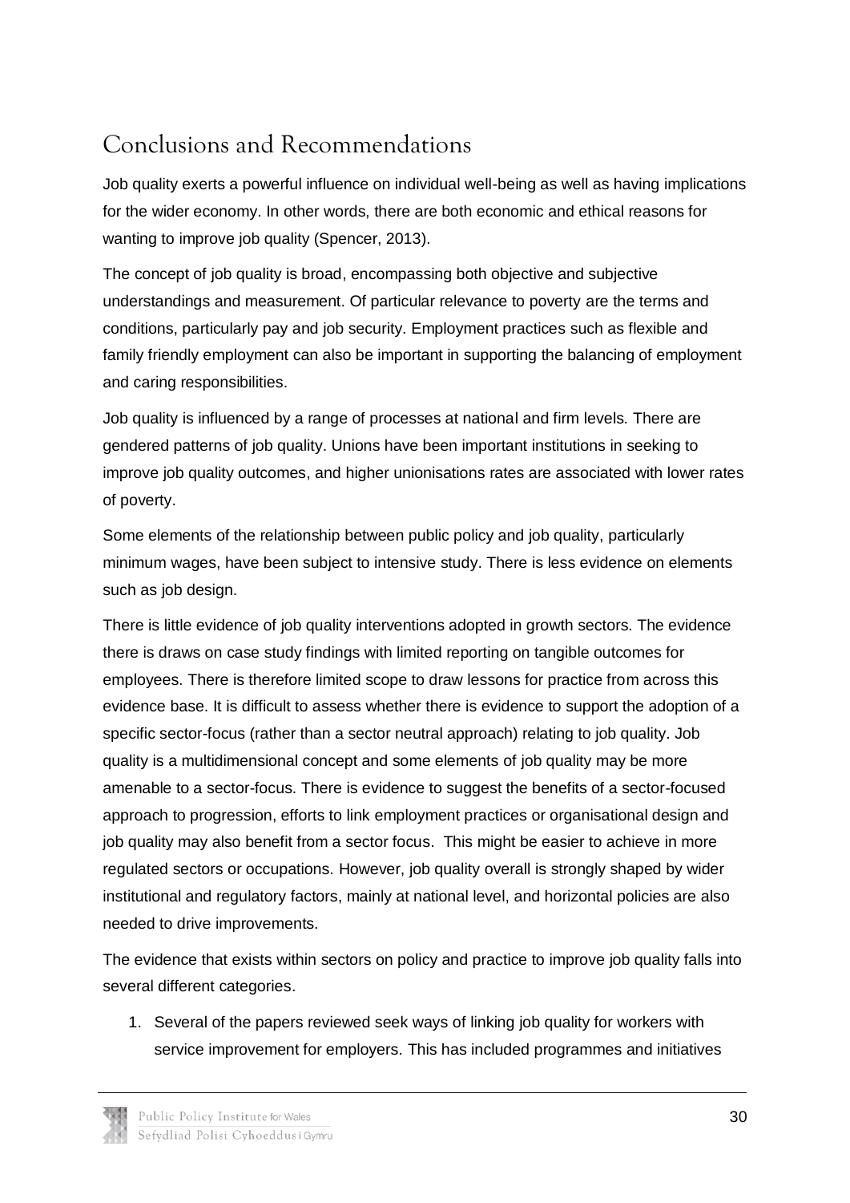## Conclusions and Recommendations

Job quality exerts a powerful influence on individual well-being as well as having implications for the wider economy. In other words, there are both economic and ethical reasons for wanting to improve job quality (Spencer, 2013).

The concept of job quality is broad, encompassing both objective and subjective understandings and measurement. Of particular relevance to poverty are the terms and conditions, particularly pay and job security. Employment practices such as flexible and family friendly employment can also be important in supporting the balancing of employment and caring responsibilities.

Job quality is influenced by a range of processes at national and firm levels. There are gendered patterns of job quality. Unions have been important institutions in seeking to improve job quality outcomes, and higher unionisations rates are associated with lower rates of poverty.

Some elements of the relationship between public policy and job quality, particularly minimum wages, have been subject to intensive study. There is less evidence on elements such as job design.

There is little evidence of job quality interventions adopted in growth sectors. The evidence there is draws on case study findings with limited reporting on tangible outcomes for employees. There is therefore limited scope to draw lessons for practice from across this evidence base. It is difficult to assess whether there is evidence to support the adoption of a specific sector-focus (rather than a sector neutral approach) relating to job quality. Job quality is a multidimensional concept and some elements of job quality may be more amenable to a sector-focus. There is evidence to suggest the benefits of a sector-focused approach to progression, efforts to link employment practices or organisational design and job quality may also benefit from a sector focus. This might be easier to achieve in more regulated sectors or occupations. However, job quality overall is strongly shaped by wider institutional and regulatory factors, mainly at national level, and horizontal policies are also needed to drive improvements.

The evidence that exists within sectors on policy and practice to improve job quality falls into several different categories.

1. Several of the papers reviewed seek ways of linking job quality for workers with service improvement for employers. This has included programmes and initiatives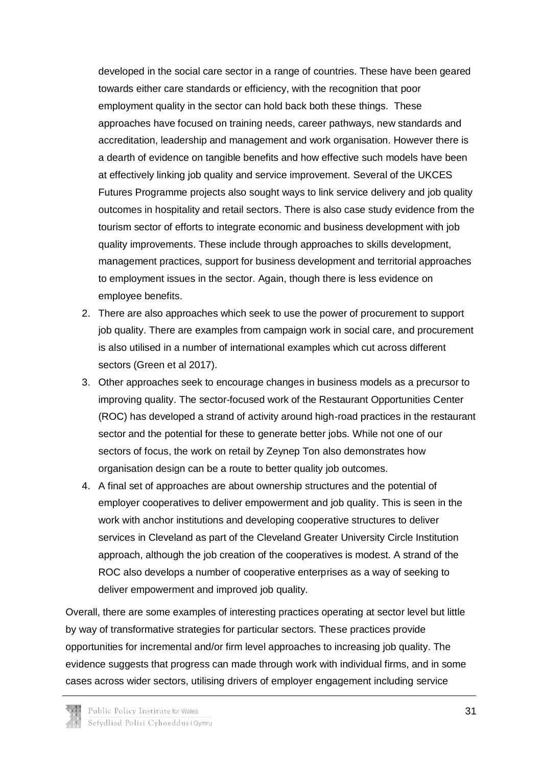developed in the social care sector in a range of countries. These have been geared towards either care standards or efficiency, with the recognition that poor employment quality in the sector can hold back both these things. These approaches have focused on training needs, career pathways, new standards and accreditation, leadership and management and work organisation. However there is a dearth of evidence on tangible benefits and how effective such models have been at effectively linking job quality and service improvement. Several of the UKCES Futures Programme projects also sought ways to link service delivery and job quality outcomes in hospitality and retail sectors. There is also case study evidence from the tourism sector of efforts to integrate economic and business development with job quality improvements. These include through approaches to skills development, management practices, support for business development and territorial approaches to employment issues in the sector. Again, though there is less evidence on employee benefits.

2. There are also approaches which seek to use the power of procurement to support job quality. There are examples from campaign work in social care, and procurement is also utilised in a number of international examples which cut across different sectors (Green et al 2017).
3. Other approaches seek to encourage changes in business models as a precursor to improving quality. The sector-focused work of the Restaurant Opportunities Center (ROC) has developed a strand of activity around high-road practices in the restaurant sector and the potential for these to generate better jobs. While not one of our sectors of focus, the work on retail by Zeynep Ton also demonstrates how organisation design can be a route to better quality job outcomes.
4. A final set of approaches are about ownership structures and the potential of employer cooperatives to deliver empowerment and job quality. This is seen in the work with anchor institutions and developing cooperative structures to deliver services in Cleveland as part of the Cleveland Greater University Circle Institution approach, although the job creation of the cooperatives is modest. A strand of the ROC also develops a number of cooperative enterprises as a way of seeking to deliver empowerment and improved job quality.

Overall, there are some examples of interesting practices operating at sector level but little by way of transformative strategies for particular sectors. These practices provide opportunities for incremental and/or firm level approaches to increasing job quality. The evidence suggests that progress can made through work with individual firms, and in some cases across wider sectors, utilising drivers of employer engagement including service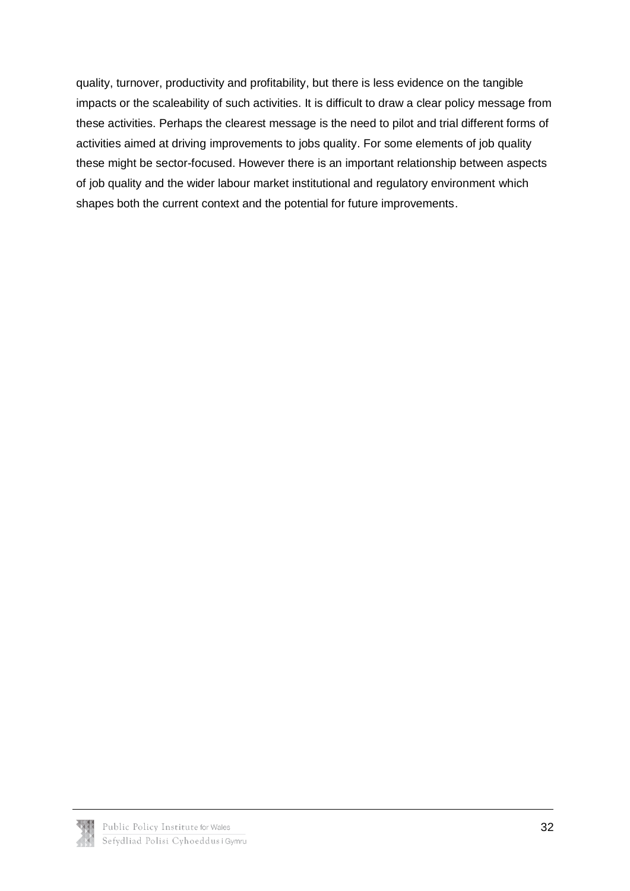quality, turnover, productivity and profitability, but there is less evidence on the tangible impacts or the scaleability of such activities. It is difficult to draw a clear policy message from these activities. Perhaps the clearest message is the need to pilot and trial different forms of activities aimed at driving improvements to jobs quality. For some elements of job quality these might be sector-focused. However there is an important relationship between aspects of job quality and the wider labour market institutional and regulatory environment which shapes both the current context and the potential for future improvements.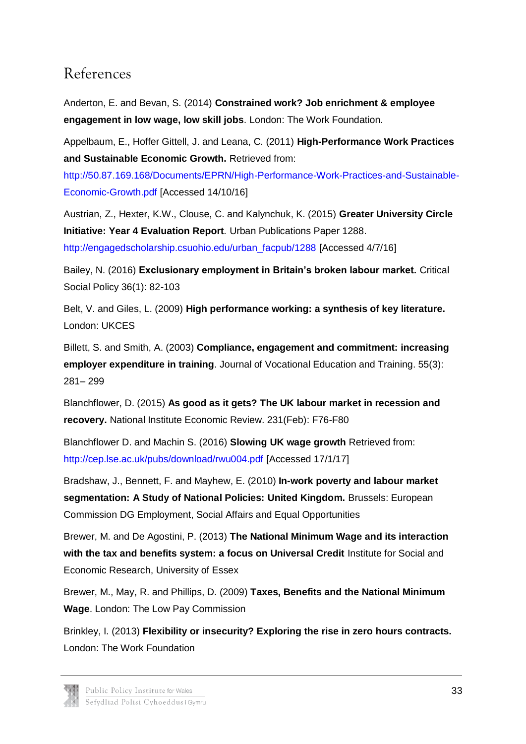# References

Anderton, E. and Bevan, S. (2014) **Constrained work? Job enrichment & employee engagement in low wage, low skill jobs**. London: The Work Foundation.

Appelbaum, E., Hoffer Gittell, J. and Leana, C. (2011) **High-Performance Work Practices and Sustainable Economic Growth.** Retrieved from: http://50.87.169.168/Documents/EPRN/High-Performance-Work-Practices-and-Sustainable-Economic-Growth.pdf [Accessed 14/10/16]

Austrian, Z., Hexter, K.W., Clouse, C. and Kalynchuk, K. (2015) **Greater University Circle Initiative: Year 4 Evaluation Report**. Urban Publications Paper 1288. http://engagedscholarship.csuohio.edu/urban_facpub/1288 [Accessed 4/7/16]

Bailey, N. (2016) **Exclusionary employment in Britain's broken labour market.** Critical Social Policy 36(1): 82-103

Belt, V. and Giles, L. (2009) **High performance working: a synthesis of key literature.** London: UKCES

Billett, S. and Smith, A. (2003) **Compliance, engagement and commitment: increasing employer expenditure in training**. Journal of Vocational Education and Training. 55(3): 281– 299

Blanchflower, D. (2015) **As good as it gets? The UK labour market in recession and recovery.** National Institute Economic Review. 231(Feb): F76-F80

Blanchflower D. and Machin S. (2016) **Slowing UK wage growth** Retrieved from: http://cep.lse.ac.uk/pubs/download/rwu004.pdf [Accessed 17/1/17]

Bradshaw, J., Bennett, F. and Mayhew, E. (2010) **In-work poverty and labour market segmentation: A Study of National Policies: United Kingdom.** Brussels: European Commission DG Employment, Social Affairs and Equal Opportunities

Brewer, M. and De Agostini, P. (2013) **The National Minimum Wage and its interaction with the tax and benefits system: a focus on Universal Credit** Institute for Social and Economic Research, University of Essex

Brewer, M., May, R. and Phillips, D. (2009) **Taxes, Benefits and the National Minimum Wage**. London: The Low Pay Commission

Brinkley, I. (2013) **Flexibility or insecurity? Exploring the rise in zero hours contracts.** London: The Work Foundation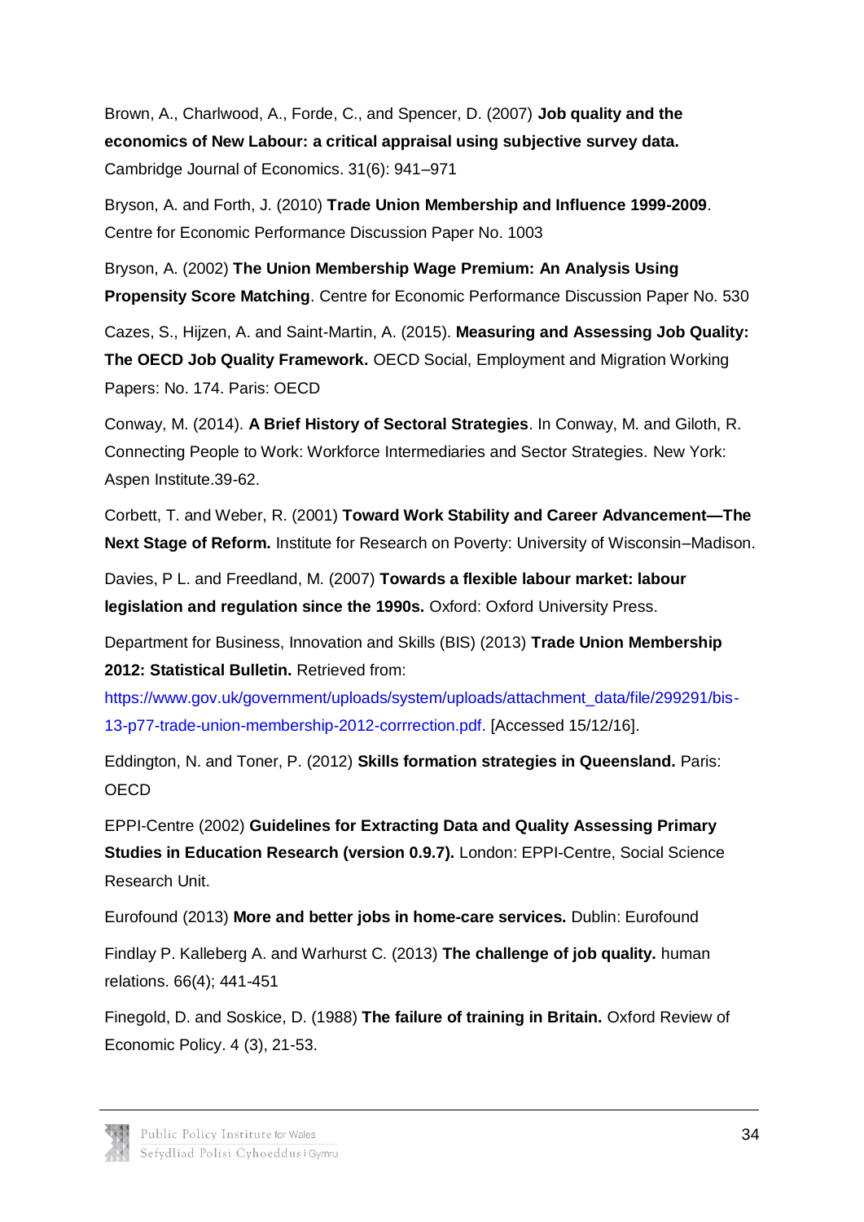Brown, A., Charlwood, A., Forde, C., and Spencer, D. (2007) **Job quality and the economics of New Labour: a critical appraisal using subjective survey data.** Cambridge Journal of Economics. 31(6): 941–971

Bryson, A. and Forth, J. (2010) **Trade Union Membership and Influence 1999-2009**. Centre for Economic Performance Discussion Paper No. 1003

Bryson, A. (2002) **The Union Membership Wage Premium: An Analysis Using Propensity Score Matching**. Centre for Economic Performance Discussion Paper No. 530

Cazes, S., Hijzen, A. and Saint-Martin, A. (2015). **Measuring and Assessing Job Quality: The OECD Job Quality Framework.** OECD Social, Employment and Migration Working Papers: No. 174. Paris: OECD

Conway, M. (2014). **A Brief History of Sectoral Strategies**. In Conway, M. and Giloth, R. Connecting People to Work: Workforce Intermediaries and Sector Strategies. New York: Aspen Institute.39-62.

Corbett, T. and Weber, R. (2001) **Toward Work Stability and Career Advancement—The Next Stage of Reform.** Institute for Research on Poverty: University of Wisconsin–Madison.

Davies, P L. and Freedland, M. (2007) **Towards a flexible labour market: labour legislation and regulation since the 1990s.** Oxford: Oxford University Press.

Department for Business, Innovation and Skills (BIS) (2013) **Trade Union Membership 2012: Statistical Bulletin.** Retrieved from: https://www.gov.uk/government/uploads/system/uploads/attachment_data/file/299291/bis-13-p77-trade-union-membership-2012-corrrection.pdf. [Accessed 15/12/16].

Eddington, N. and Toner, P. (2012) **Skills formation strategies in Queensland.** Paris: OECD

EPPI-Centre (2002) **Guidelines for Extracting Data and Quality Assessing Primary Studies in Education Research (version 0.9.7).** London: EPPI-Centre, Social Science Research Unit.

Eurofound (2013) **More and better jobs in home-care services.** Dublin: Eurofound

Findlay P. Kalleberg A. and Warhurst C. (2013) **The challenge of job quality.** human relations. 66(4); 441-451

Finegold, D. and Soskice, D. (1988) **The failure of training in Britain.** Oxford Review of Economic Policy. 4 (3), 21-53.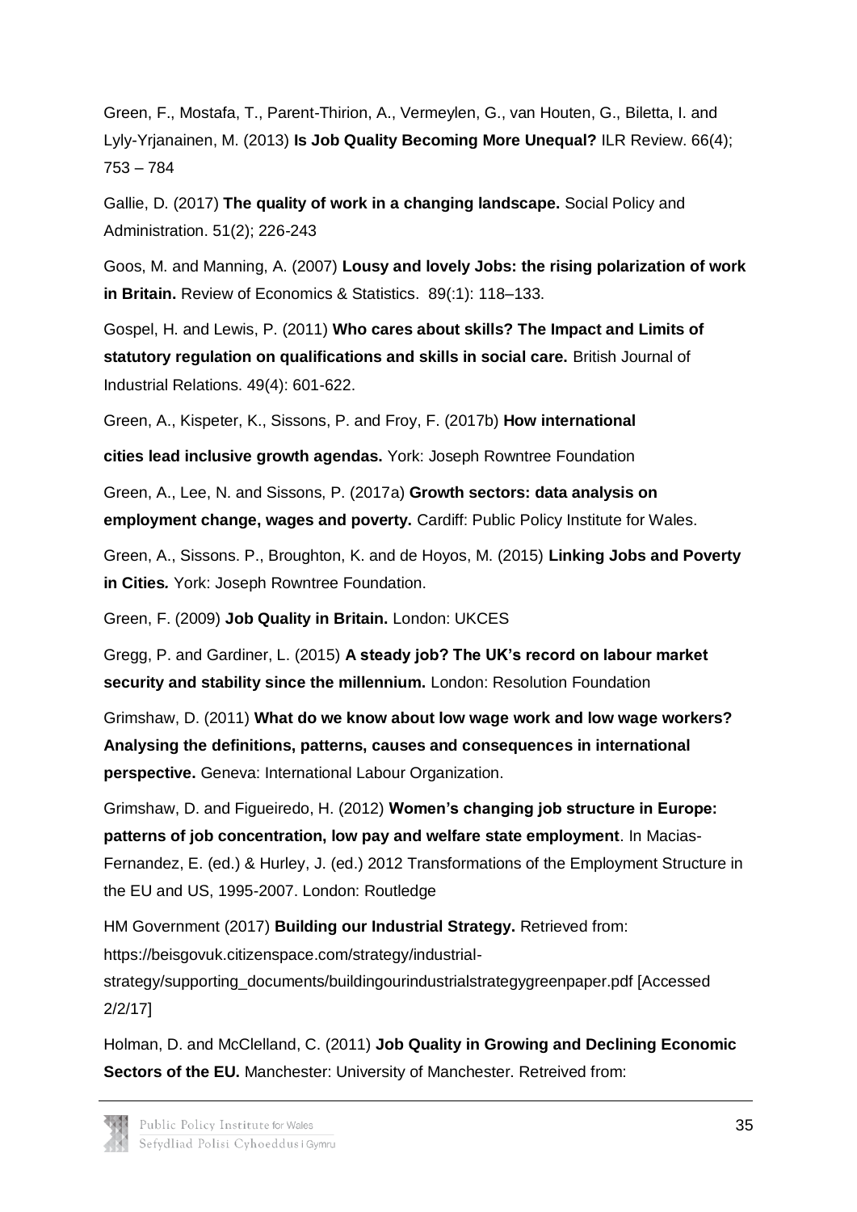Green, F., Mostafa, T., Parent-Thirion, A., Vermeylen, G., van Houten, G., Biletta, I. and Lyly-Yrjanainen, M. (2013) **Is Job Quality Becoming More Unequal?** ILR Review. 66(4); 753 – 784

Gallie, D. (2017) **The quality of work in a changing landscape.** Social Policy and Administration. 51(2); 226-243

Goos, M. and Manning, A. (2007) **Lousy and lovely Jobs: the rising polarization of work in Britain.** Review of Economics & Statistics. 89(:1): 118–133.

Gospel, H. and Lewis, P. (2011) **Who cares about skills? The Impact and Limits of statutory regulation on qualifications and skills in social care.** British Journal of Industrial Relations. 49(4): 601-622.

Green, A., Kispeter, K., Sissons, P. and Froy, F. (2017b) **How international cities lead inclusive growth agendas.** York: Joseph Rowntree Foundation

Green, A., Lee, N. and Sissons, P. (2017a) **Growth sectors: data analysis on employment change, wages and poverty.** Cardiff: Public Policy Institute for Wales.

Green, A., Sissons. P., Broughton, K. and de Hoyos, M. (2015) **Linking Jobs and Poverty in Cities.** York: Joseph Rowntree Foundation.

Green, F. (2009) **Job Quality in Britain.** London: UKCES

Gregg, P. and Gardiner, L. (2015) **A steady job? The UK's record on labour market security and stability since the millennium.** London: Resolution Foundation

Grimshaw, D. (2011) **What do we know about low wage work and low wage workers? Analysing the definitions, patterns, causes and consequences in international perspective.** Geneva: International Labour Organization.

Grimshaw, D. and Figueiredo, H. (2012) **Women's changing job structure in Europe: patterns of job concentration, low pay and welfare state employment**. In Macias-Fernandez, E. (ed.) & Hurley, J. (ed.) 2012 Transformations of the Employment Structure in the EU and US, 1995-2007. London: Routledge

HM Government (2017) **Building our Industrial Strategy.** Retrieved from: https://beisgovuk.citizenspace.com/strategy/industrial-strategy/supporting_documents/buildingourindustrialstrategygreenpaper.pdf [Accessed 2/2/17]

Holman, D. and McClelland, C. (2011) **Job Quality in Growing and Declining Economic Sectors of the EU.** Manchester: University of Manchester. Retreived from: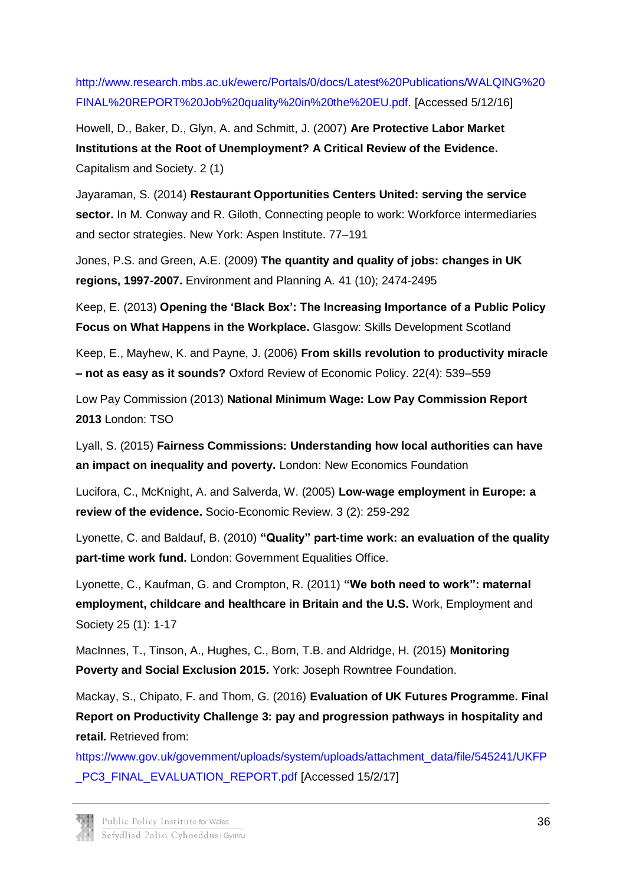http://www.research.mbs.ac.uk/ewerc/Portals/0/docs/Latest%20Publications/WALQING%20FINAL%20REPORT%20Job%20quality%20in%20the%20EU.pdf. [Accessed 5/12/16]

Howell, D., Baker, D., Glyn, A. and Schmitt, J. (2007) **Are Protective Labor Market Institutions at the Root of Unemployment? A Critical Review of the Evidence.** Capitalism and Society. 2 (1)

Jayaraman, S. (2014) **Restaurant Opportunities Centers United: serving the service sector.** In M. Conway and R. Giloth, Connecting people to work: Workforce intermediaries and sector strategies. New York: Aspen Institute. 77–191

Jones, P.S. and Green, A.E. (2009) **The quantity and quality of jobs: changes in UK regions, 1997-2007.** Environment and Planning A. 41 (10); 2474-2495

Keep, E. (2013) **Opening the 'Black Box': The Increasing Importance of a Public Policy Focus on What Happens in the Workplace.** Glasgow: Skills Development Scotland

Keep, E., Mayhew, K. and Payne, J. (2006) **From skills revolution to productivity miracle – not as easy as it sounds?** Oxford Review of Economic Policy. 22(4): 539–559

Low Pay Commission (2013) **National Minimum Wage: Low Pay Commission Report 2013** London: TSO

Lyall, S. (2015) **Fairness Commissions: Understanding how local authorities can have an impact on inequality and poverty.** London: New Economics Foundation

Lucifora, C., McKnight, A. and Salverda, W. (2005) **Low-wage employment in Europe: a review of the evidence.** Socio-Economic Review. 3 (2): 259-292

Lyonette, C. and Baldauf, B. (2010) **"Quality" part-time work: an evaluation of the quality part-time work fund.** London: Government Equalities Office.

Lyonette, C., Kaufman, G. and Crompton, R. (2011) **"We both need to work": maternal employment, childcare and healthcare in Britain and the U.S.** Work, Employment and Society 25 (1): 1-17

MacInnes, T., Tinson, A., Hughes, C., Born, T.B. and Aldridge, H. (2015) **Monitoring Poverty and Social Exclusion 2015.** York: Joseph Rowntree Foundation.

Mackay, S., Chipato, F. and Thom, G. (2016) **Evaluation of UK Futures Programme. Final Report on Productivity Challenge 3: pay and progression pathways in hospitality and retail.** Retrieved from: https://www.gov.uk/government/uploads/system/uploads/attachment_data/file/545241/UKFP_PC3_FINAL_EVALUATION_REPORT.pdf [Accessed 15/2/17]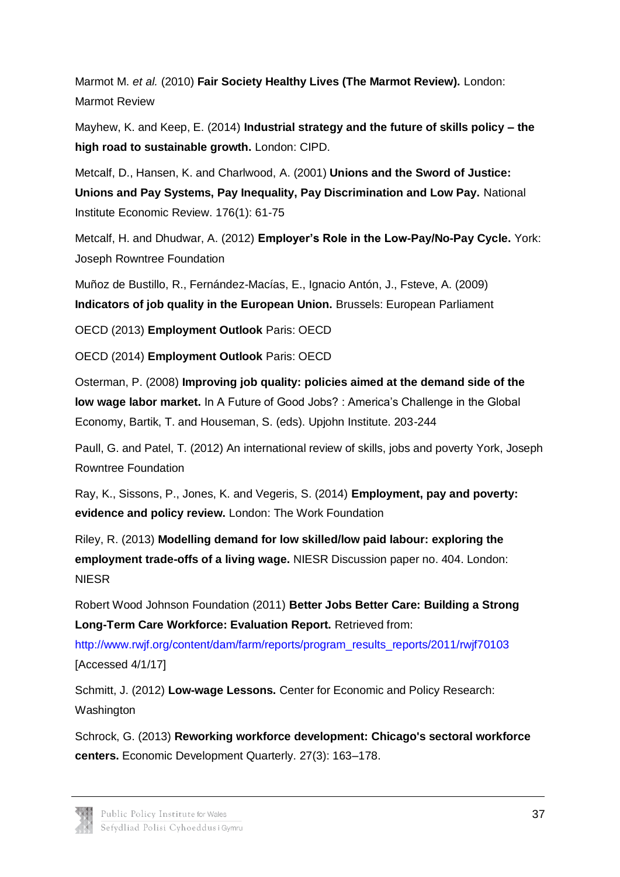Marmot M. *et al.* (2010) **Fair Society Healthy Lives (The Marmot Review).** London: Marmot Review

Mayhew, K. and Keep, E. (2014) **Industrial strategy and the future of skills policy – the high road to sustainable growth.** London: CIPD.

Metcalf, D., Hansen, K. and Charlwood, A. (2001) **Unions and the Sword of Justice: Unions and Pay Systems, Pay Inequality, Pay Discrimination and Low Pay.** National Institute Economic Review. 176(1): 61-75

Metcalf, H. and Dhudwar, A. (2012) **Employer's Role in the Low-Pay/No-Pay Cycle.** York: Joseph Rowntree Foundation

Muñoz de Bustillo, R., Fernández-Macías, E., Ignacio Antón, J., Fsteve, A. (2009) **Indicators of job quality in the European Union.** Brussels: European Parliament

OECD (2013) **Employment Outlook** Paris: OECD

OECD (2014) **Employment Outlook** Paris: OECD

Osterman, P. (2008) **Improving job quality: policies aimed at the demand side of the low wage labor market.** In A Future of Good Jobs? : America's Challenge in the Global Economy, Bartik, T. and Houseman, S. (eds). Upjohn Institute. 203-244

Paull, G. and Patel, T. (2012) An international review of skills, jobs and poverty York, Joseph Rowntree Foundation

Ray, K., Sissons, P., Jones, K. and Vegeris, S. (2014) **Employment, pay and poverty: evidence and policy review.** London: The Work Foundation

Riley, R. (2013) **Modelling demand for low skilled/low paid labour: exploring the employment trade-offs of a living wage.** NIESR Discussion paper no. 404. London: NIESR

Robert Wood Johnson Foundation (2011) **Better Jobs Better Care: Building a Strong Long-Term Care Workforce: Evaluation Report.** Retrieved from: http://www.rwjf.org/content/dam/farm/reports/program_results_reports/2011/rwjf70103 [Accessed 4/1/17]

Schmitt, J. (2012) **Low-wage Lessons.** Center for Economic and Policy Research: Washington

Schrock, G. (2013) **Reworking workforce development: Chicago's sectoral workforce centers.** Economic Development Quarterly. 27(3): 163–178.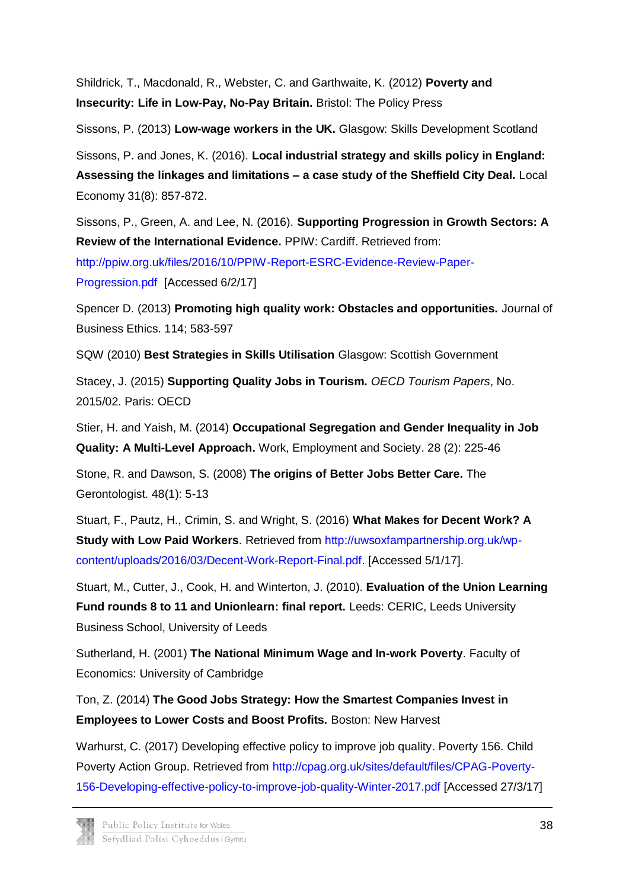Shildrick, T., Macdonald, R., Webster, C. and Garthwaite, K. (2012) **Poverty and Insecurity: Life in Low-Pay, No-Pay Britain.** Bristol: The Policy Press

Sissons, P. (2013) **Low-wage workers in the UK.** Glasgow: Skills Development Scotland

Sissons, P. and Jones, K. (2016). **Local industrial strategy and skills policy in England: Assessing the linkages and limitations – a case study of the Sheffield City Deal.** Local Economy 31(8): 857-872.

Sissons, P., Green, A. and Lee, N. (2016). **Supporting Progression in Growth Sectors: A Review of the International Evidence.** PPIW: Cardiff. Retrieved from: http://ppiw.org.uk/files/2016/10/PPIW-Report-ESRC-Evidence-Review-Paper-Progression.pdf [Accessed 6/2/17]

Spencer D. (2013) **Promoting high quality work: Obstacles and opportunities.** Journal of Business Ethics. 114; 583-597

SQW (2010) **Best Strategies in Skills Utilisation** Glasgow: Scottish Government

Stacey, J. (2015) **Supporting Quality Jobs in Tourism.** *OECD Tourism Papers*, No. 2015/02. Paris: OECD

Stier, H. and Yaish, M. (2014) **Occupational Segregation and Gender Inequality in Job Quality: A Multi-Level Approach.** Work, Employment and Society. 28 (2): 225-46

Stone, R. and Dawson, S. (2008) **The origins of Better Jobs Better Care.** The Gerontologist. 48(1): 5-13

Stuart, F., Pautz, H., Crimin, S. and Wright, S. (2016) **What Makes for Decent Work? A Study with Low Paid Workers**. Retrieved from http://uwsoxfampartnership.org.uk/wp-content/uploads/2016/03/Decent-Work-Report-Final.pdf. [Accessed 5/1/17].

Stuart, M., Cutter, J., Cook, H. and Winterton, J. (2010). **Evaluation of the Union Learning Fund rounds 8 to 11 and Unionlearn: final report.** Leeds: CERIC, Leeds University Business School, University of Leeds

Sutherland, H. (2001) **The National Minimum Wage and In-work Poverty**. Faculty of Economics: University of Cambridge

Ton, Z. (2014) **The Good Jobs Strategy: How the Smartest Companies Invest in Employees to Lower Costs and Boost Profits.** Boston: New Harvest

Warhurst, C. (2017) Developing effective policy to improve job quality. Poverty 156. Child Poverty Action Group. Retrieved from http://cpag.org.uk/sites/default/files/CPAG-Poverty-156-Developing-effective-policy-to-improve-job-quality-Winter-2017.pdf [Accessed 27/3/17]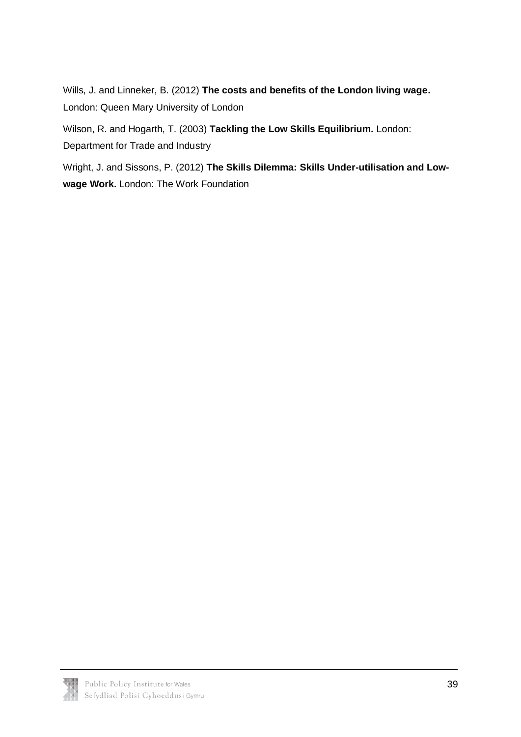Wills, J. and Linneker, B. (2012) **The costs and benefits of the London living wage.** London: Queen Mary University of London

Wilson, R. and Hogarth, T. (2003) **Tackling the Low Skills Equilibrium.** London: Department for Trade and Industry

Wright, J. and Sissons, P. (2012) **The Skills Dilemma: Skills Under-utilisation and Low-wage Work.** London: The Work Foundation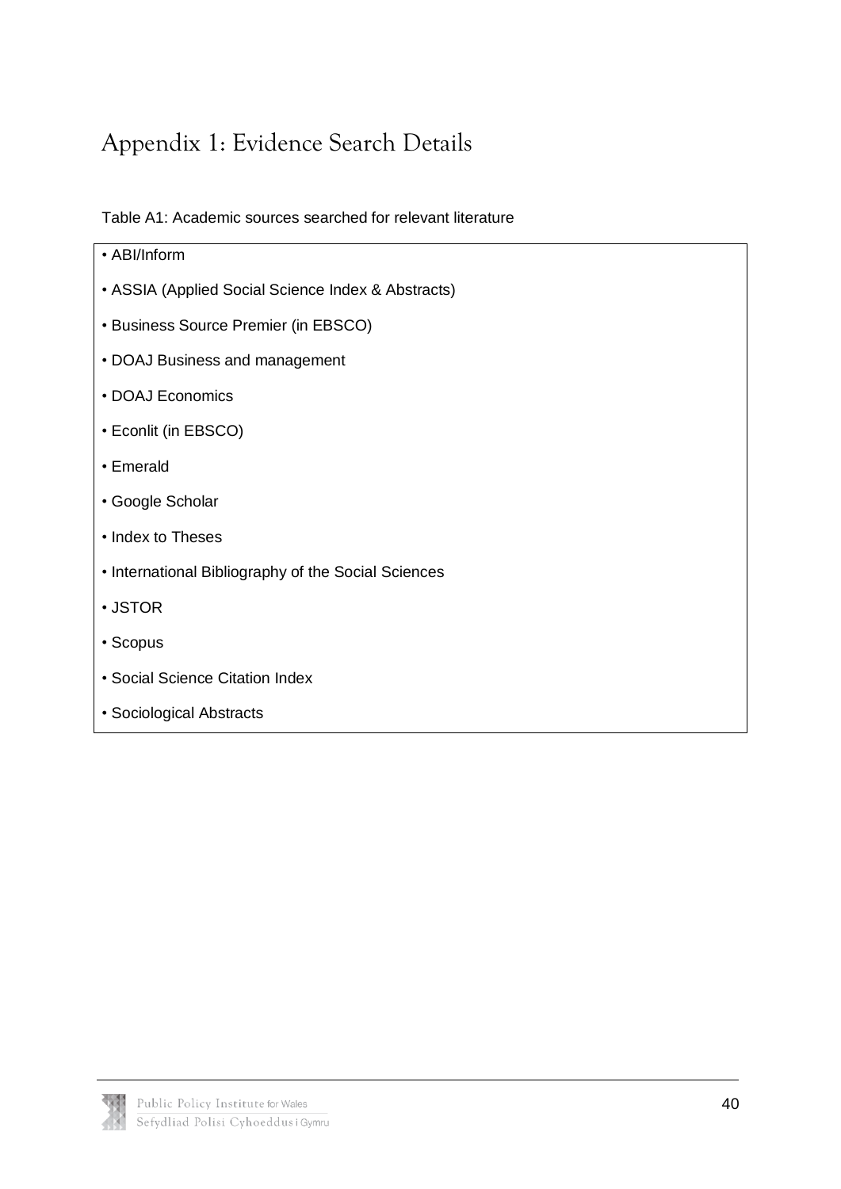# Appendix 1: Evidence Search Details

Table A1: Academic sources searched for relevant literature

- ABI/Inform
- ASSIA (Applied Social Science Index & Abstracts)
- Business Source Premier (in EBSCO)
- DOAJ Business and management
- DOAJ Economics
- Econlit (in EBSCO)
- Emerald
- Google Scholar
- Index to Theses
- International Bibliography of the Social Sciences
- JSTOR
- Scopus
- Social Science Citation Index
- Sociological Abstracts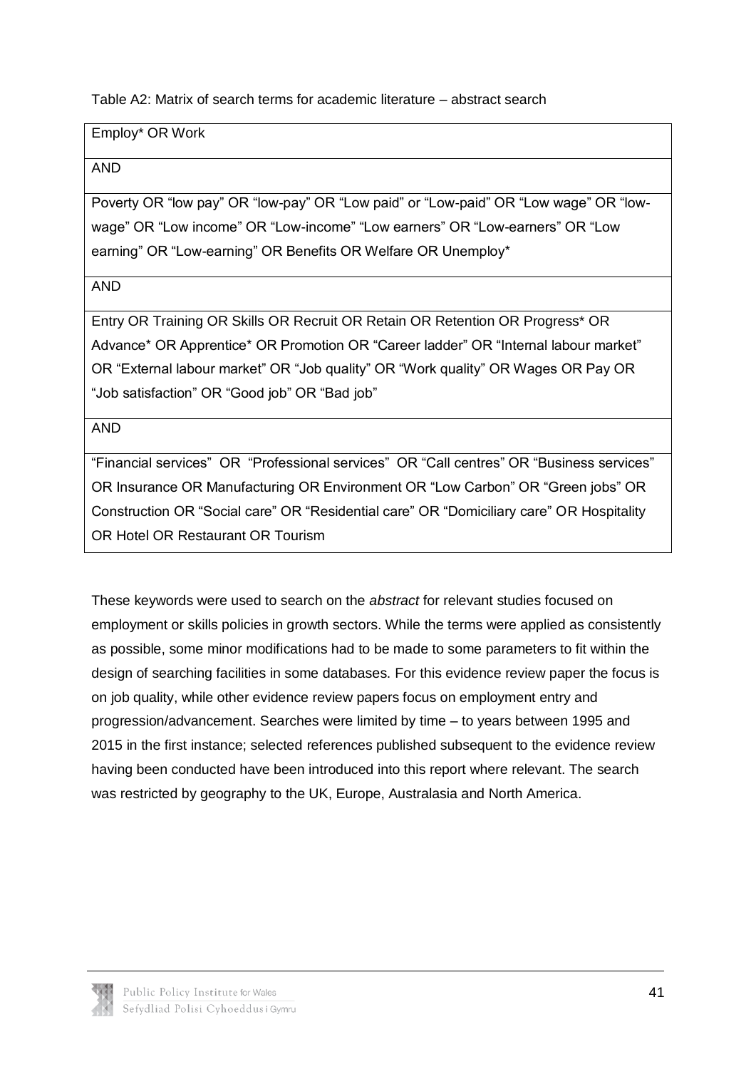Table A2: Matrix of search terms for academic literature – abstract search

| Employ* OR Work |
|---|
| AND |
| Poverty OR "low pay" OR "low-pay" OR "Low paid" or "Low-paid" OR "Low wage" OR "low-wage" OR "Low income" OR "Low-income" "Low earners" OR "Low-earners" OR "Low earning" OR "Low-earning" OR Benefits OR Welfare OR Unemploy* |
| AND |
| Entry OR Training OR Skills OR Recruit OR Retain OR Retention OR Progress* OR Advance* OR Apprentice* OR Promotion OR "Career ladder" OR "Internal labour market" OR "External labour market" OR "Job quality" OR "Work quality" OR Wages OR Pay OR "Job satisfaction" OR "Good job" OR "Bad job" |
| AND |
| "Financial services" OR "Professional services" OR "Call centres" OR "Business services" OR Insurance OR Manufacturing OR Environment OR "Low Carbon" OR "Green jobs" OR Construction OR "Social care" OR "Residential care" OR "Domiciliary care" OR Hospitality OR Hotel OR Restaurant OR Tourism |

These keywords were used to search on the *abstract* for relevant studies focused on employment or skills policies in growth sectors. While the terms were applied as consistently as possible, some minor modifications had to be made to some parameters to fit within the design of searching facilities in some databases. For this evidence review paper the focus is on job quality, while other evidence review papers focus on employment entry and progression/advancement. Searches were limited by time – to years between 1995 and 2015 in the first instance; selected references published subsequent to the evidence review having been conducted have been introduced into this report where relevant. The search was restricted by geography to the UK, Europe, Australasia and North America.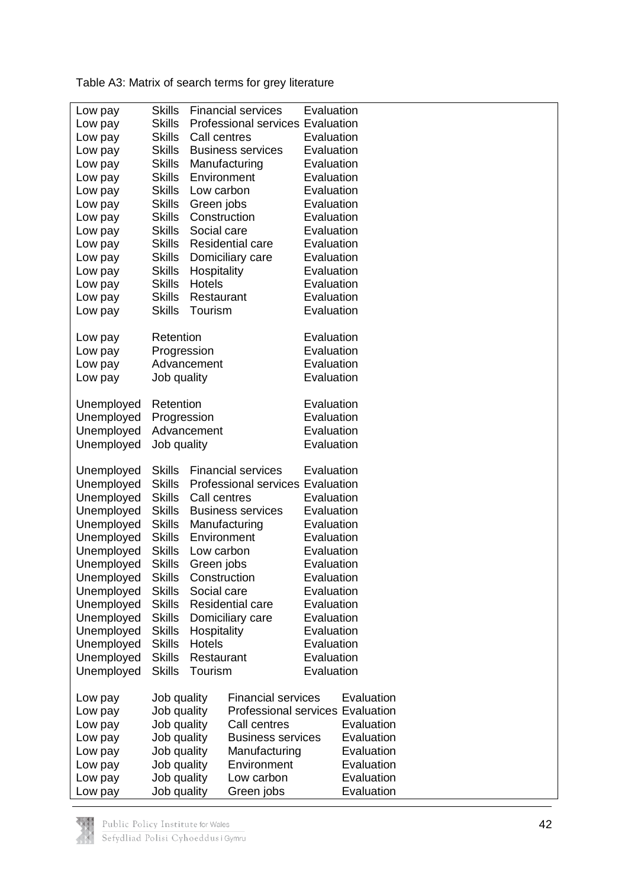Table A3: Matrix of search terms for grey literature

| | | | |
|---|---|---|---|
| Low pay | Skills | Financial services | Evaluation |
| Low pay | Skills | Professional services | Evaluation |
| Low pay | Skills | Call centres | Evaluation |
| Low pay | Skills | Business services | Evaluation |
| Low pay | Skills | Manufacturing | Evaluation |
| Low pay | Skills | Environment | Evaluation |
| Low pay | Skills | Low carbon | Evaluation |
| Low pay | Skills | Green jobs | Evaluation |
| Low pay | Skills | Construction | Evaluation |
| Low pay | Skills | Social care | Evaluation |
| Low pay | Skills | Residential care | Evaluation |
| Low pay | Skills | Domiciliary care | Evaluation |
| Low pay | Skills | Hospitality | Evaluation |
| Low pay | Skills | Hotels | Evaluation |
| Low pay | Skills | Restaurant | Evaluation |
| Low pay | Skills | Tourism | Evaluation |
| | | | |
| Low pay | Retention | | Evaluation |
| Low pay | Progression | | Evaluation |
| Low pay | Advancement | | Evaluation |
| Low pay | Job quality | | Evaluation |
| | | | |
| Unemployed | Retention | | Evaluation |
| Unemployed | Progression | | Evaluation |
| Unemployed | Advancement | | Evaluation |
| Unemployed | Job quality | | Evaluation |
| | | | |
| Unemployed | Skills | Financial services | Evaluation |
| Unemployed | Skills | Professional services | Evaluation |
| Unemployed | Skills | Call centres | Evaluation |
| Unemployed | Skills | Business services | Evaluation |
| Unemployed | Skills | Manufacturing | Evaluation |
| Unemployed | Skills | Environment | Evaluation |
| Unemployed | Skills | Low carbon | Evaluation |
| Unemployed | Skills | Green jobs | Evaluation |
| Unemployed | Skills | Construction | Evaluation |
| Unemployed | Skills | Social care | Evaluation |
| Unemployed | Skills | Residential care | Evaluation |
| Unemployed | Skills | Domiciliary care | Evaluation |
| Unemployed | Skills | Hospitality | Evaluation |
| Unemployed | Skills | Hotels | Evaluation |
| Unemployed | Skills | Restaurant | Evaluation |
| Unemployed | Skills | Tourism | Evaluation |
| | | | |
| Low pay | Job quality | Financial services | Evaluation |
| Low pay | Job quality | Professional services | Evaluation |
| Low pay | Job quality | Call centres | Evaluation |
| Low pay | Job quality | Business services | Evaluation |
| Low pay | Job quality | Manufacturing | Evaluation |
| Low pay | Job quality | Environment | Evaluation |
| Low pay | Job quality | Low carbon | Evaluation |
| Low pay | Job quality | Green jobs | Evaluation |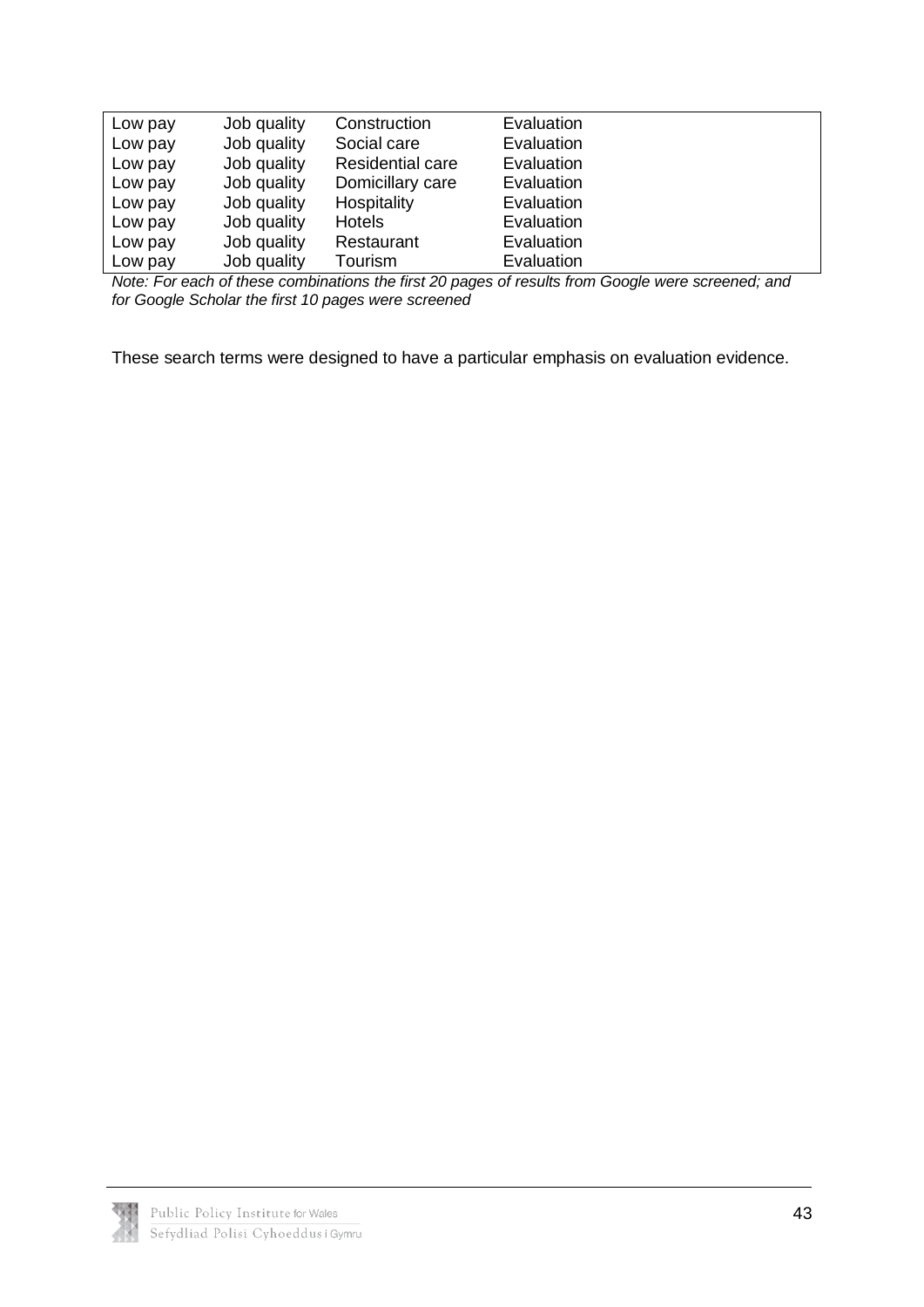| | | | |
|---|---|---|---|
| Low pay | Job quality | Construction | Evaluation |
| Low pay | Job quality | Social care | Evaluation |
| Low pay | Job quality | Residential care | Evaluation |
| Low pay | Job quality | Domicillary care | Evaluation |
| Low pay | Job quality | Hospitality | Evaluation |
| Low pay | Job quality | Hotels | Evaluation |
| Low pay | Job quality | Restaurant | Evaluation |
| Low pay | Job quality | Tourism | Evaluation |

*Note: For each of these combinations the first 20 pages of results from Google were screened; and for Google Scholar the first 10 pages were screened*

These search terms were designed to have a particular emphasis on evaluation evidence.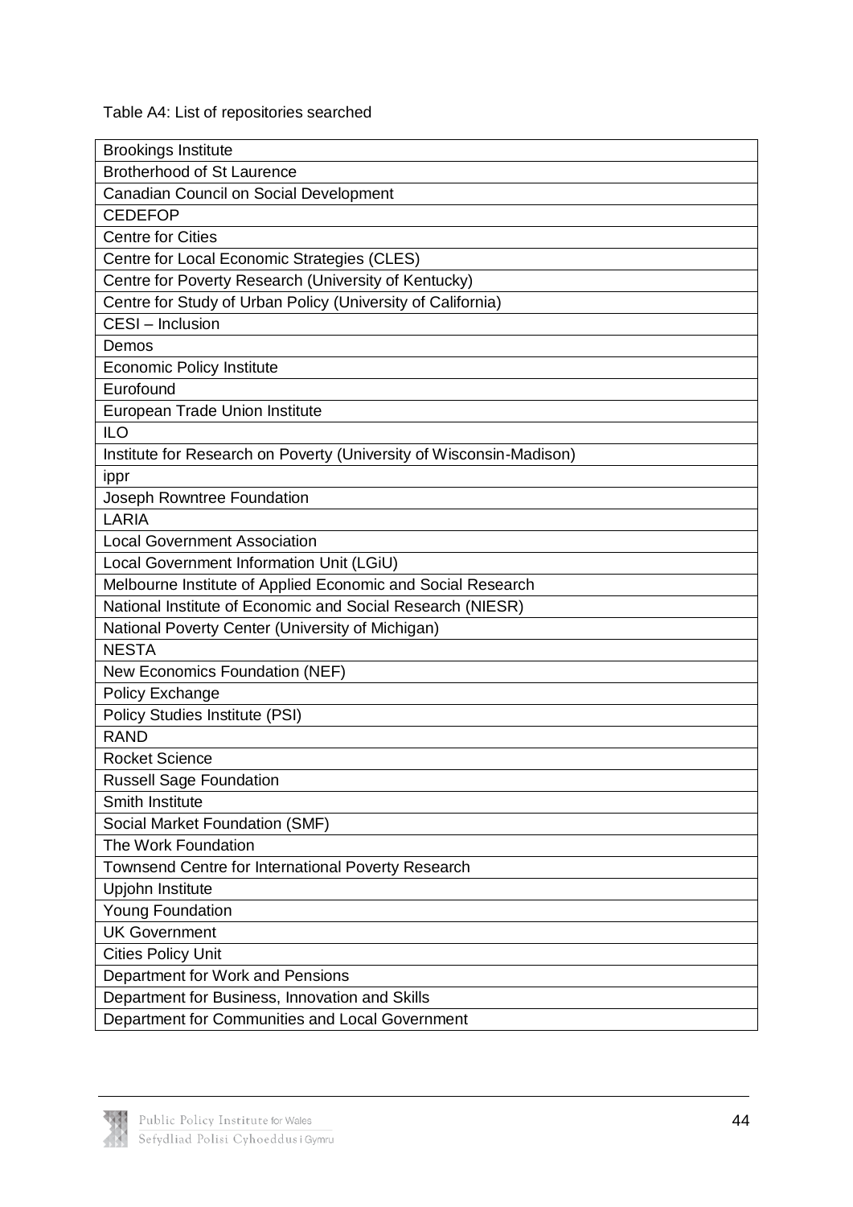Table A4: List of repositories searched

| Brookings Institute |
|---|
| Brotherhood of St Laurence |
| Canadian Council on Social Development |
| CEDEFOP |
| Centre for Cities |
| Centre for Local Economic Strategies (CLES) |
| Centre for Poverty Research (University of Kentucky) |
| Centre for Study of Urban Policy (University of California) |
| CESI – Inclusion |
| Demos |
| Economic Policy Institute |
| Eurofound |
| European Trade Union Institute |
| ILO |
| Institute for Research on Poverty (University of Wisconsin-Madison) |
| ippr |
| Joseph Rowntree Foundation |
| LARIA |
| Local Government Association |
| Local Government Information Unit (LGiU) |
| Melbourne Institute of Applied Economic and Social Research |
| National Institute of Economic and Social Research (NIESR) |
| National Poverty Center (University of Michigan) |
| NESTA |
| New Economics Foundation (NEF) |
| Policy Exchange |
| Policy Studies Institute (PSI) |
| RAND |
| Rocket Science |
| Russell Sage Foundation |
| Smith Institute |
| Social Market Foundation (SMF) |
| The Work Foundation |
| Townsend Centre for International Poverty Research |
| Upjohn Institute |
| Young Foundation |
| UK Government |
| Cities Policy Unit |
| Department for Work and Pensions |
| Department for Business, Innovation and Skills |
| Department for Communities and Local Government |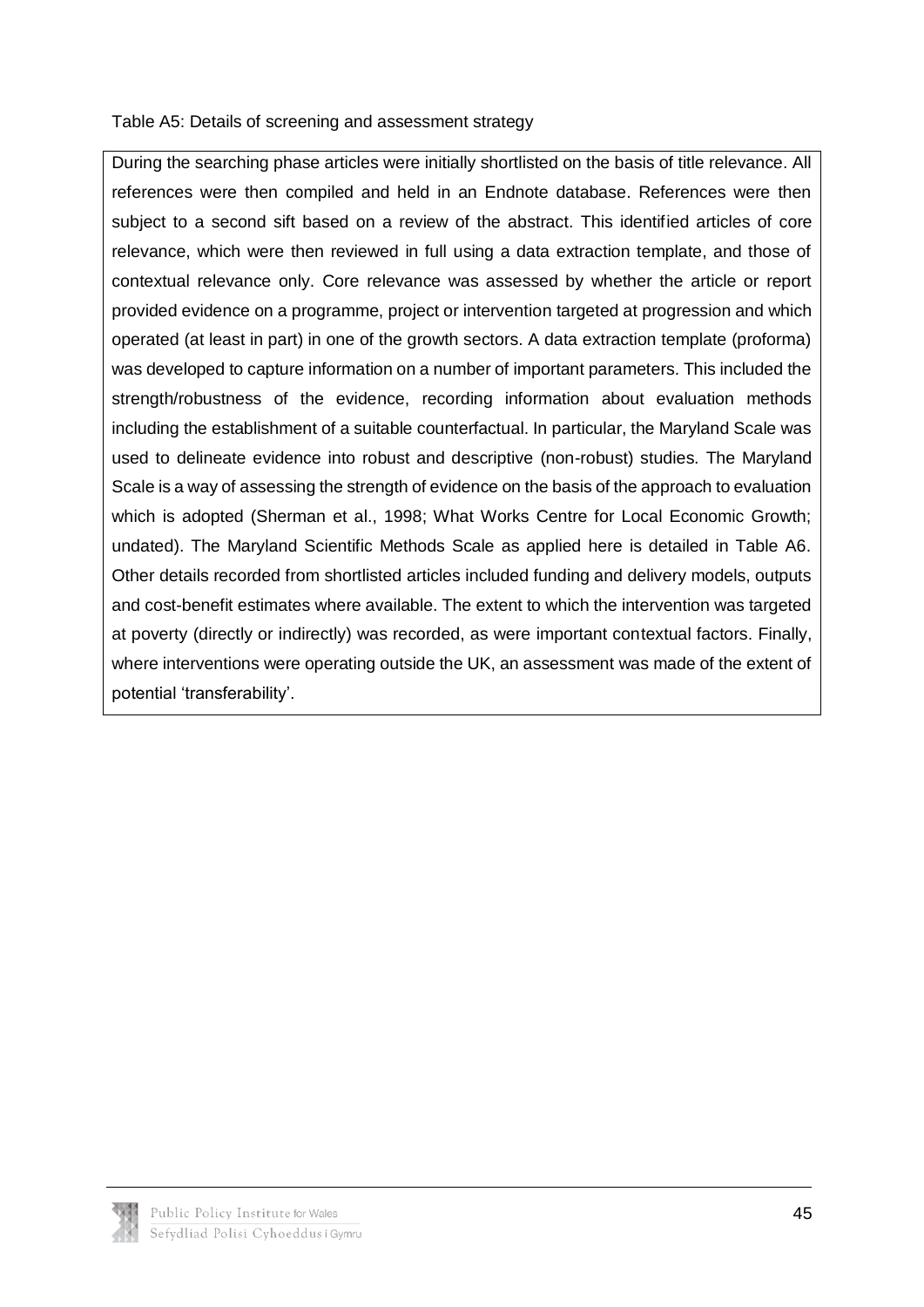Table A5: Details of screening and assessment strategy

| During the searching phase articles were initially shortlisted on the basis of title relevance. All references were then compiled and held in an Endnote database. References were then subject to a second sift based on a review of the abstract. This identified articles of core relevance, which were then reviewed in full using a data extraction template, and those of contextual relevance only. Core relevance was assessed by whether the article or report provided evidence on a programme, project or intervention targeted at progression and which operated (at least in part) in one of the growth sectors. A data extraction template (proforma) was developed to capture information on a number of important parameters. This included the strength/robustness of the evidence, recording information about evaluation methods including the establishment of a suitable counterfactual. In particular, the Maryland Scale was used to delineate evidence into robust and descriptive (non-robust) studies. The Maryland Scale is a way of assessing the strength of evidence on the basis of the approach to evaluation which is adopted (Sherman et al., 1998; What Works Centre for Local Economic Growth; undated). The Maryland Scientific Methods Scale as applied here is detailed in Table A6. Other details recorded from shortlisted articles included funding and delivery models, outputs and cost-benefit estimates where available. The extent to which the intervention was targeted at poverty (directly or indirectly) was recorded, as were important contextual factors. Finally, where interventions were operating outside the UK, an assessment was made of the extent of potential 'transferability'. |
|---|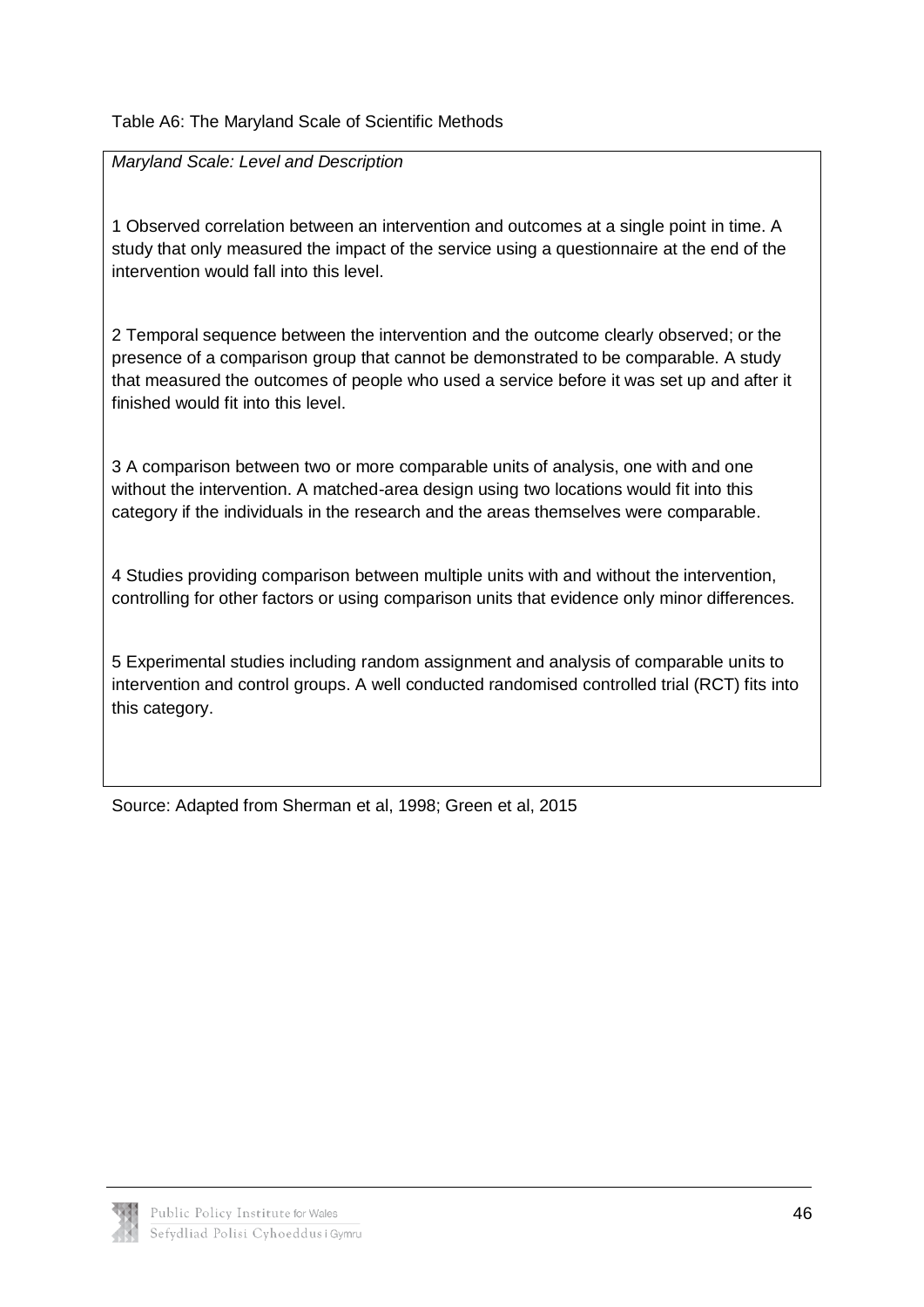Table A6: The Maryland Scale of Scientific Methods

| *Maryland Scale: Level and Description* |
|---|
| 1 Observed correlation between an intervention and outcomes at a single point in time. A study that only measured the impact of the service using a questionnaire at the end of the intervention would fall into this level. |
| 2 Temporal sequence between the intervention and the outcome clearly observed; or the presence of a comparison group that cannot be demonstrated to be comparable. A study that measured the outcomes of people who used a service before it was set up and after it finished would fit into this level. |
| 3 A comparison between two or more comparable units of analysis, one with and one without the intervention. A matched-area design using two locations would fit into this category if the individuals in the research and the areas themselves were comparable. |
| 4 Studies providing comparison between multiple units with and without the intervention, controlling for other factors or using comparison units that evidence only minor differences. |
| 5 Experimental studies including random assignment and analysis of comparable units to intervention and control groups. A well conducted randomised controlled trial (RCT) fits into this category. |

Source: Adapted from Sherman et al, 1998; Green et al, 2015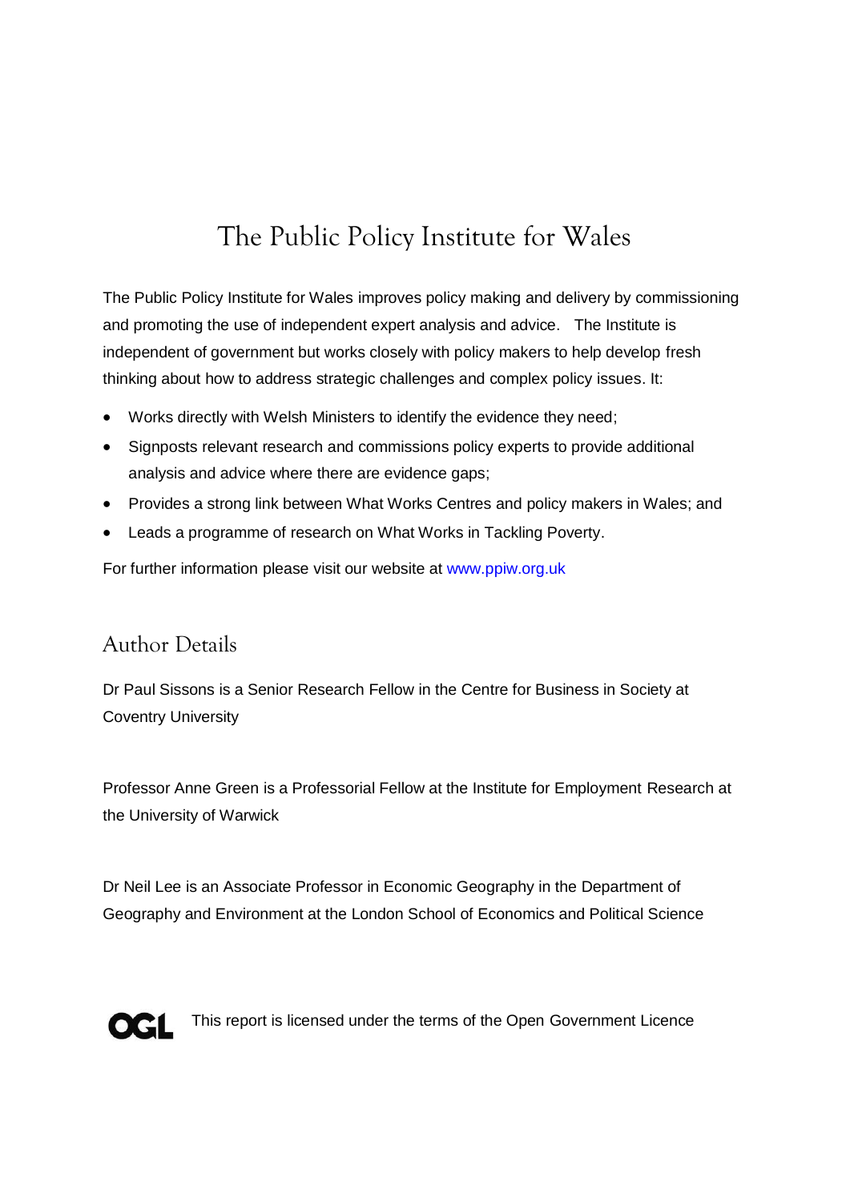# The Public Policy Institute for Wales

The Public Policy Institute for Wales improves policy making and delivery by commissioning and promoting the use of independent expert analysis and advice. The Institute is independent of government but works closely with policy makers to help develop fresh thinking about how to address strategic challenges and complex policy issues. It:

- Works directly with Welsh Ministers to identify the evidence they need;
- Signposts relevant research and commissions policy experts to provide additional analysis and advice where there are evidence gaps;
- Provides a strong link between What Works Centres and policy makers in Wales; and
- Leads a programme of research on What Works in Tackling Poverty.

For further information please visit our website at www.ppiw.org.uk

## Author Details

Dr Paul Sissons is a Senior Research Fellow in the Centre for Business in Society at Coventry University

Professor Anne Green is a Professorial Fellow at the Institute for Employment Research at the University of Warwick

Dr Neil Lee is an Associate Professor in Economic Geography in the Department of Geography and Environment at the London School of Economics and Political Science

OGL This report is licensed under the terms of the Open Government Licence